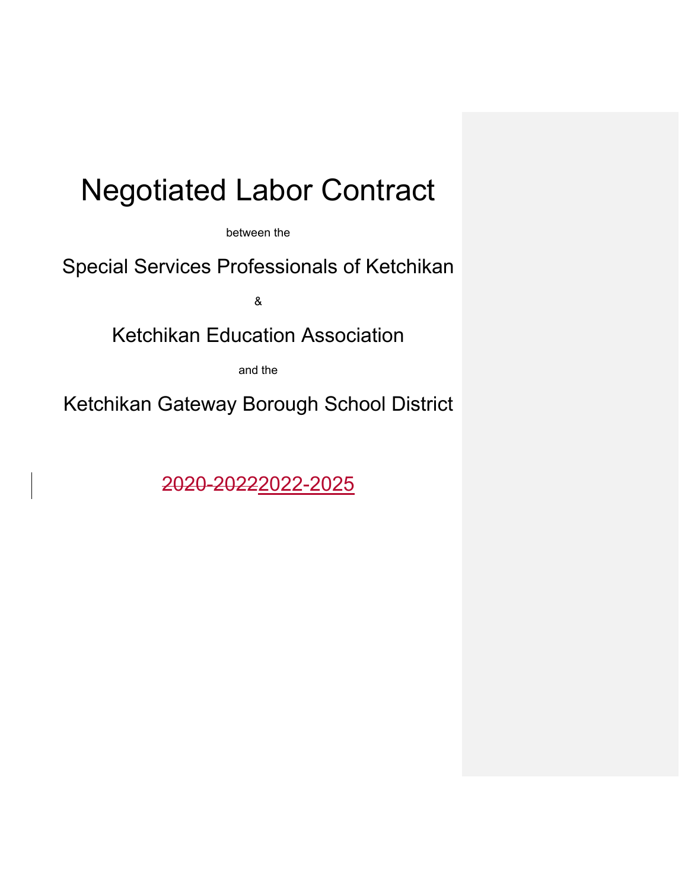# Negotiated Labor Contract

between the

## Special Services Professionals of Ketchikan

&

## Ketchikan Education Association

and the

## Ketchikan Gateway Borough School District

~~2020-2022~~2022-2025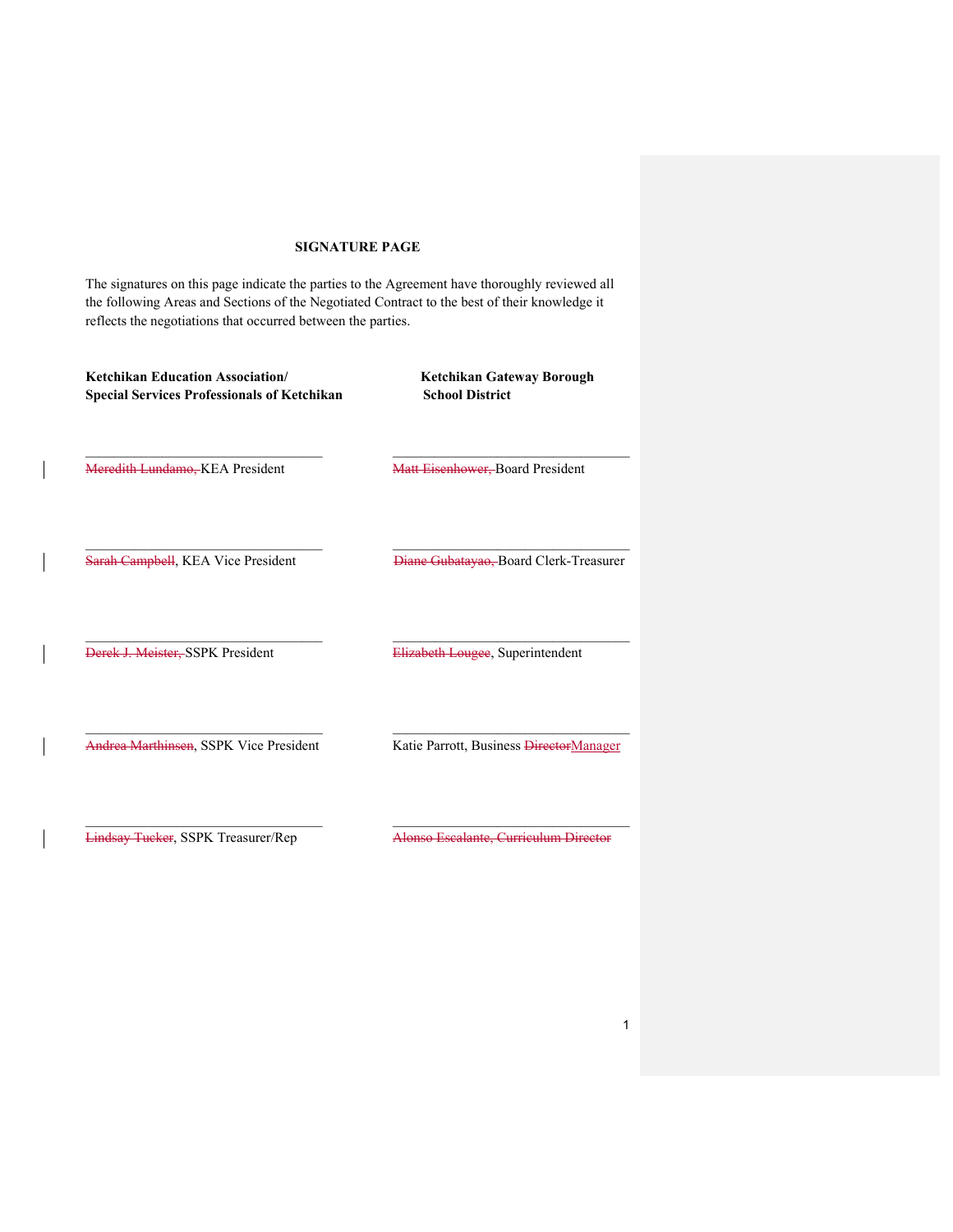## SIGNATURE PAGE

The signatures on this page indicate the parties to the Agreement have thoroughly reviewed all the following Areas and Sections of the Negotiated Contract to the best of their knowledge it reflects the negotiations that occurred between the parties.

| **Ketchikan Education Association/ Special Services Professionals of Ketchikan** | **Ketchikan Gateway Borough School District** |
|---|---|
| ______________________________ | ______________________________ |
| ~~Meredith Lundamo,~~ KEA President | ~~Matt Eisenhower,~~ Board President |
| ______________________________ | ______________________________ |
| ~~Sarah Campbell~~, KEA Vice President | ~~Diane Gubatayao,~~ Board Clerk-Treasurer |
| ______________________________ | ______________________________ |
| ~~Derek J. Meister,~~ SSPK President | ~~Elizabeth Lougee~~, Superintendent |
| ______________________________ | ______________________________ |
| ~~Andrea Marthinsen~~, SSPK Vice President | Katie Parrott, Business ~~Director~~Manager |
| ______________________________ | ______________________________ |
| ~~Lindsay Tucker~~, SSPK Treasurer/Rep | ~~Alonso Escalante, Curriculum Director~~ |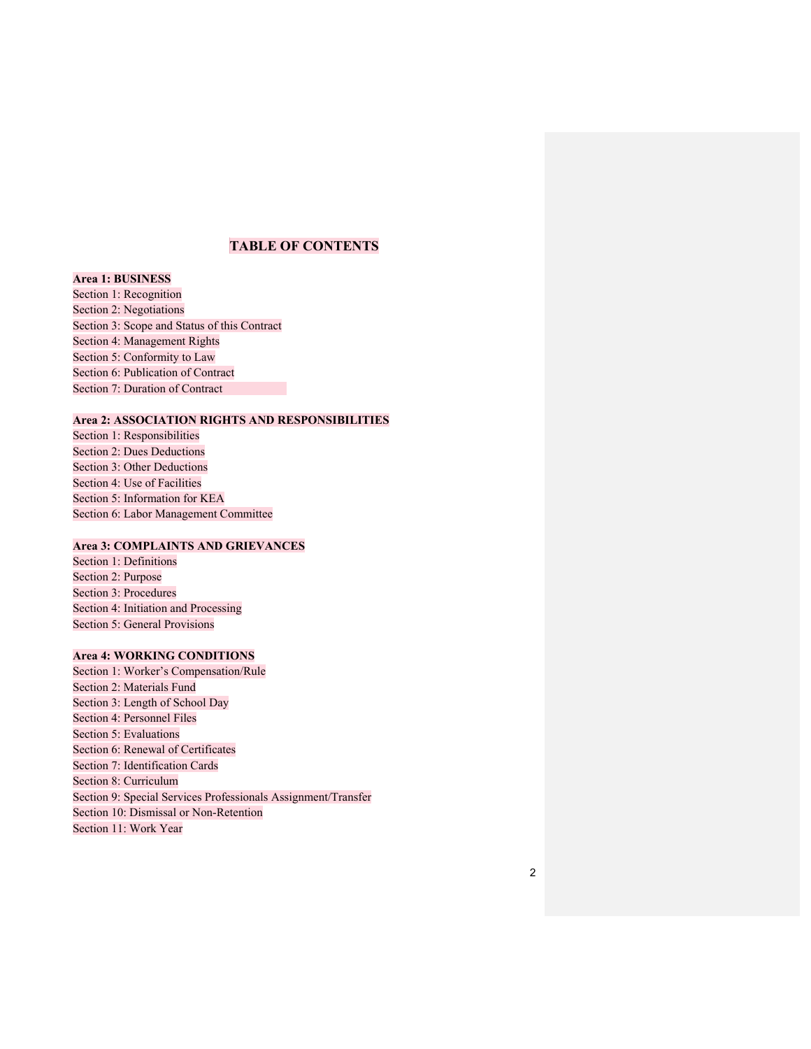# TABLE OF CONTENTS

**Area 1: BUSINESS**

Section 1: Recognition
Section 2: Negotiations
Section 3: Scope and Status of this Contract
Section 4: Management Rights
Section 5: Conformity to Law
Section 6: Publication of Contract
Section 7: Duration of Contract

**Area 2: ASSOCIATION RIGHTS AND RESPONSIBILITIES**

Section 1: Responsibilities
Section 2: Dues Deductions
Section 3: Other Deductions
Section 4: Use of Facilities
Section 5: Information for KEA
Section 6: Labor Management Committee

**Area 3: COMPLAINTS AND GRIEVANCES**

Section 1: Definitions
Section 2: Purpose
Section 3: Procedures
Section 4: Initiation and Processing
Section 5: General Provisions

**Area 4: WORKING CONDITIONS**

Section 1: Worker's Compensation/Rule
Section 2: Materials Fund
Section 3: Length of School Day
Section 4: Personnel Files
Section 5: Evaluations
Section 6: Renewal of Certificates
Section 7: Identification Cards
Section 8: Curriculum
Section 9: Special Services Professionals Assignment/Transfer
Section 10: Dismissal or Non-Retention
Section 11: Work Year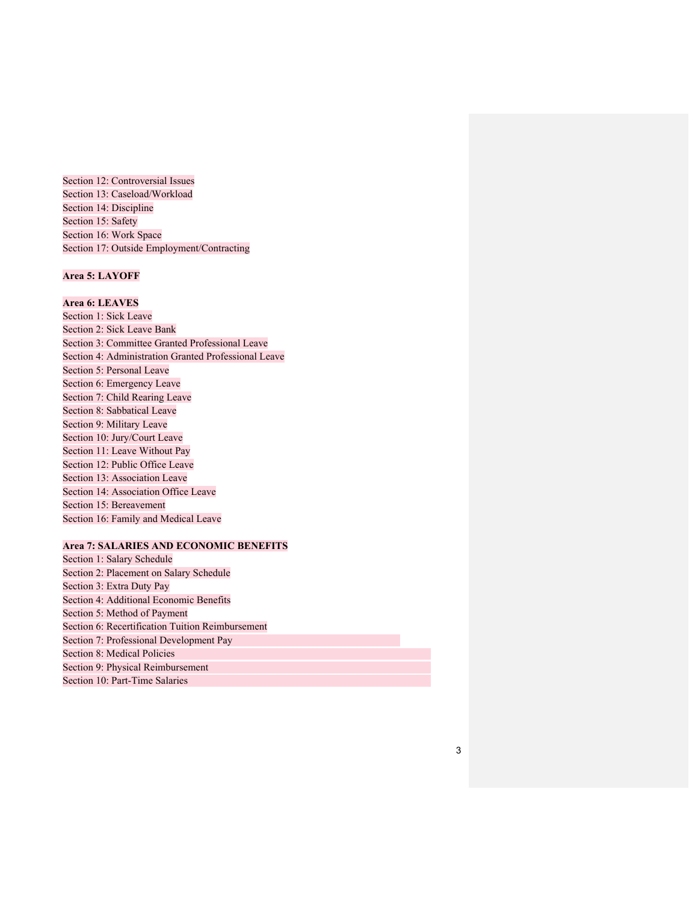Section 12: Controversial Issues
Section 13: Caseload/Workload
Section 14: Discipline
Section 15: Safety
Section 16: Work Space
Section 17: Outside Employment/Contracting

**Area 5: LAYOFF**

**Area 6: LEAVES**
Section 1: Sick Leave
Section 2: Sick Leave Bank
Section 3: Committee Granted Professional Leave
Section 4: Administration Granted Professional Leave
Section 5: Personal Leave
Section 6: Emergency Leave
Section 7: Child Rearing Leave
Section 8: Sabbatical Leave
Section 9: Military Leave
Section 10: Jury/Court Leave
Section 11: Leave Without Pay
Section 12: Public Office Leave
Section 13: Association Leave
Section 14: Association Office Leave
Section 15: Bereavement
Section 16: Family and Medical Leave

**Area 7: SALARIES AND ECONOMIC BENEFITS**
Section 1: Salary Schedule
Section 2: Placement on Salary Schedule
Section 3: Extra Duty Pay
Section 4: Additional Economic Benefits
Section 5: Method of Payment
Section 6: Recertification Tuition Reimbursement
Section 7: Professional Development Pay
Section 8: Medical Policies
Section 9: Physical Reimbursement
Section 10: Part-Time Salaries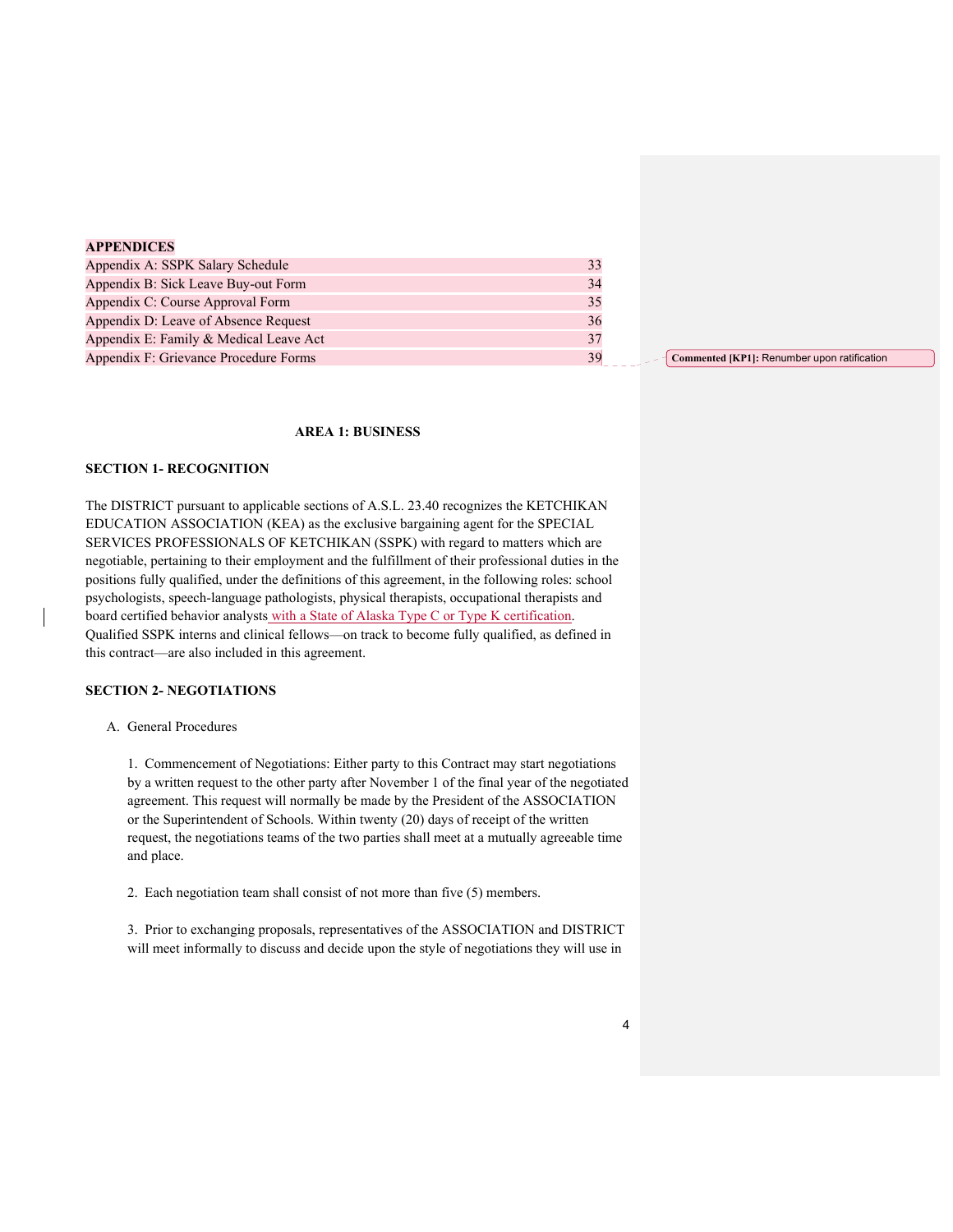**APPENDICES**

| | |
|---|---|
| Appendix A: SSPK Salary Schedule | 33 |
| Appendix B: Sick Leave Buy-out Form | 34 |
| Appendix C: Course Approval Form | 35 |
| Appendix D: Leave of Absence Request | 36 |
| Appendix E: Family & Medical Leave Act | 37 |
| Appendix F: Grievance Procedure Forms | 39 |

**Commented [KP1]:** Renumber upon ratification

**AREA 1: BUSINESS**

**SECTION 1- RECOGNITION**

The DISTRICT pursuant to applicable sections of A.S.L. 23.40 recognizes the KETCHIKAN EDUCATION ASSOCIATION (KEA) as the exclusive bargaining agent for the SPECIAL SERVICES PROFESSIONALS OF KETCHIKAN (SSPK) with regard to matters which are negotiable, pertaining to their employment and the fulfillment of their professional duties in the positions fully qualified, under the definitions of this agreement, in the following roles: school psychologists, speech-language pathologists, physical therapists, occupational therapists and board certified behavior analysts with a State of Alaska Type C or Type K certification. Qualified SSPK interns and clinical fellows—on track to become fully qualified, as defined in this contract—are also included in this agreement.

**SECTION 2- NEGOTIATIONS**

A. General Procedures

1. Commencement of Negotiations: Either party to this Contract may start negotiations by a written request to the other party after November 1 of the final year of the negotiated agreement. This request will normally be made by the President of the ASSOCIATION or the Superintendent of Schools. Within twenty (20) days of receipt of the written request, the negotiations teams of the two parties shall meet at a mutually agreeable time and place.

2. Each negotiation team shall consist of not more than five (5) members.

3. Prior to exchanging proposals, representatives of the ASSOCIATION and DISTRICT will meet informally to discuss and decide upon the style of negotiations they will use in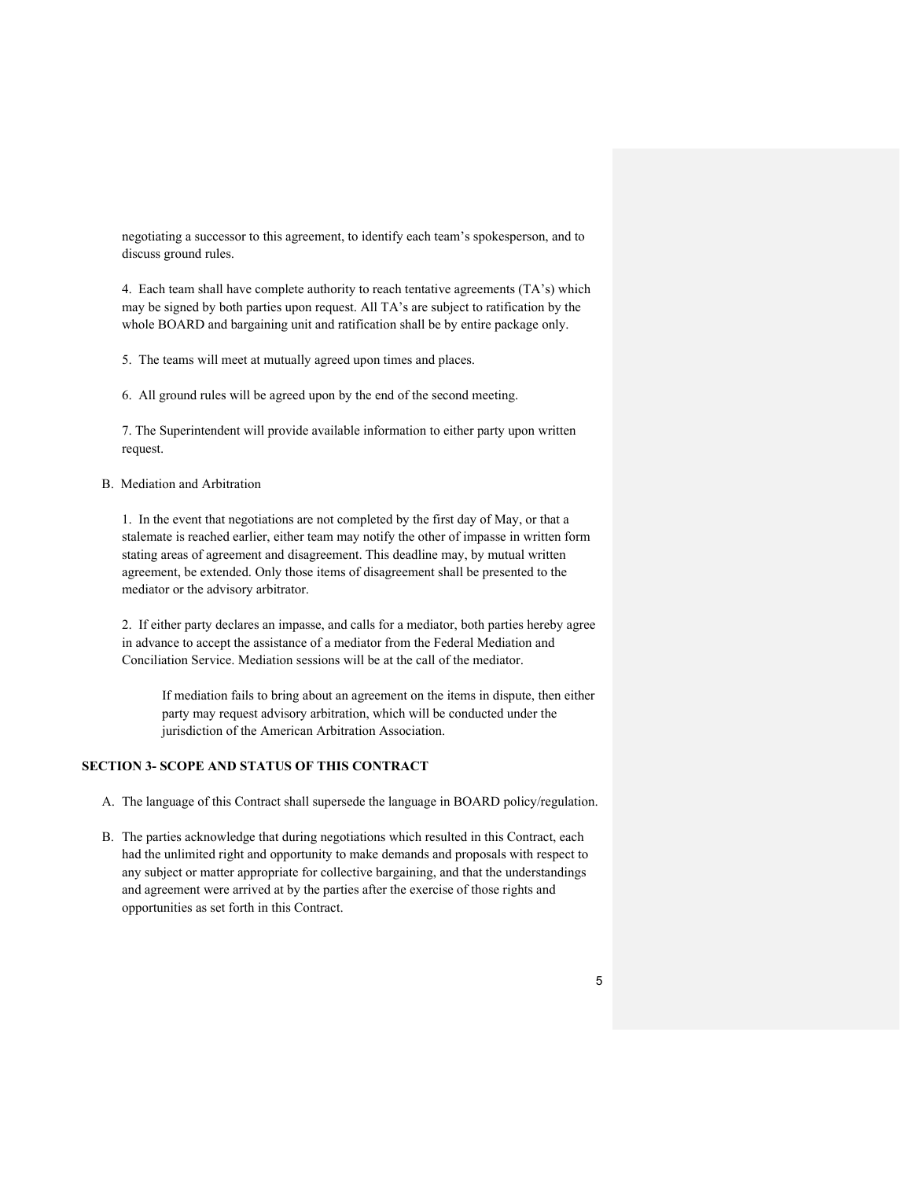negotiating a successor to this agreement, to identify each team's spokesperson, and to discuss ground rules.

4. Each team shall have complete authority to reach tentative agreements (TA's) which may be signed by both parties upon request. All TA's are subject to ratification by the whole BOARD and bargaining unit and ratification shall be by entire package only.

5. The teams will meet at mutually agreed upon times and places.

6. All ground rules will be agreed upon by the end of the second meeting.

7. The Superintendent will provide available information to either party upon written request.

B. Mediation and Arbitration

1. In the event that negotiations are not completed by the first day of May, or that a stalemate is reached earlier, either team may notify the other of impasse in written form stating areas of agreement and disagreement. This deadline may, by mutual written agreement, be extended. Only those items of disagreement shall be presented to the mediator or the advisory arbitrator.

2. If either party declares an impasse, and calls for a mediator, both parties hereby agree in advance to accept the assistance of a mediator from the Federal Mediation and Conciliation Service. Mediation sessions will be at the call of the mediator.

If mediation fails to bring about an agreement on the items in dispute, then either party may request advisory arbitration, which will be conducted under the jurisdiction of the American Arbitration Association.

**SECTION 3- SCOPE AND STATUS OF THIS CONTRACT**

A. The language of this Contract shall supersede the language in BOARD policy/regulation.

B. The parties acknowledge that during negotiations which resulted in this Contract, each had the unlimited right and opportunity to make demands and proposals with respect to any subject or matter appropriate for collective bargaining, and that the understandings and agreement were arrived at by the parties after the exercise of those rights and opportunities as set forth in this Contract.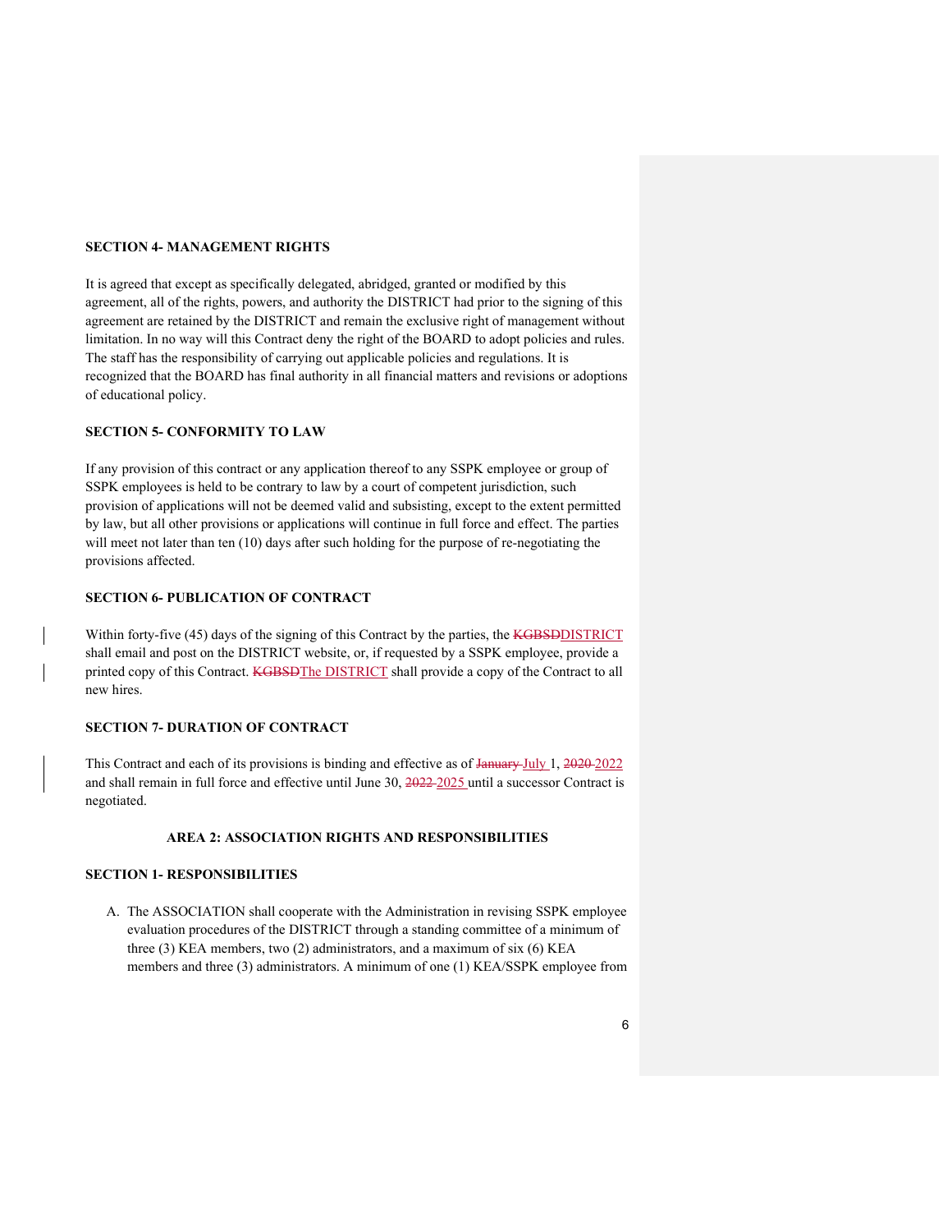**SECTION 4- MANAGEMENT RIGHTS**

It is agreed that except as specifically delegated, abridged, granted or modified by this agreement, all of the rights, powers, and authority the DISTRICT had prior to the signing of this agreement are retained by the DISTRICT and remain the exclusive right of management without limitation. In no way will this Contract deny the right of the BOARD to adopt policies and rules. The staff has the responsibility of carrying out applicable policies and regulations. It is recognized that the BOARD has final authority in all financial matters and revisions or adoptions of educational policy.

**SECTION 5- CONFORMITY TO LAW**

If any provision of this contract or any application thereof to any SSPK employee or group of SSPK employees is held to be contrary to law by a court of competent jurisdiction, such provision of applications will not be deemed valid and subsisting, except to the extent permitted by law, but all other provisions or applications will continue in full force and effect. The parties will meet not later than ten (10) days after such holding for the purpose of re-negotiating the provisions affected.

**SECTION 6- PUBLICATION OF CONTRACT**

Within forty-five (45) days of the signing of this Contract by the parties, the ~~KGBSD~~DISTRICT shall email and post on the DISTRICT website, or, if requested by a SSPK employee, provide a printed copy of this Contract. ~~KGBSD~~The DISTRICT shall provide a copy of the Contract to all new hires.

**SECTION 7- DURATION OF CONTRACT**

This Contract and each of its provisions is binding and effective as of ~~January~~ July 1, ~~2020~~ 2022 and shall remain in full force and effective until June 30, ~~2022~~ 2025 until a successor Contract is negotiated.

**AREA 2: ASSOCIATION RIGHTS AND RESPONSIBILITIES**

**SECTION 1- RESPONSIBILITIES**

A. The ASSOCIATION shall cooperate with the Administration in revising SSPK employee evaluation procedures of the DISTRICT through a standing committee of a minimum of three (3) KEA members, two (2) administrators, and a maximum of six (6) KEA members and three (3) administrators. A minimum of one (1) KEA/SSPK employee from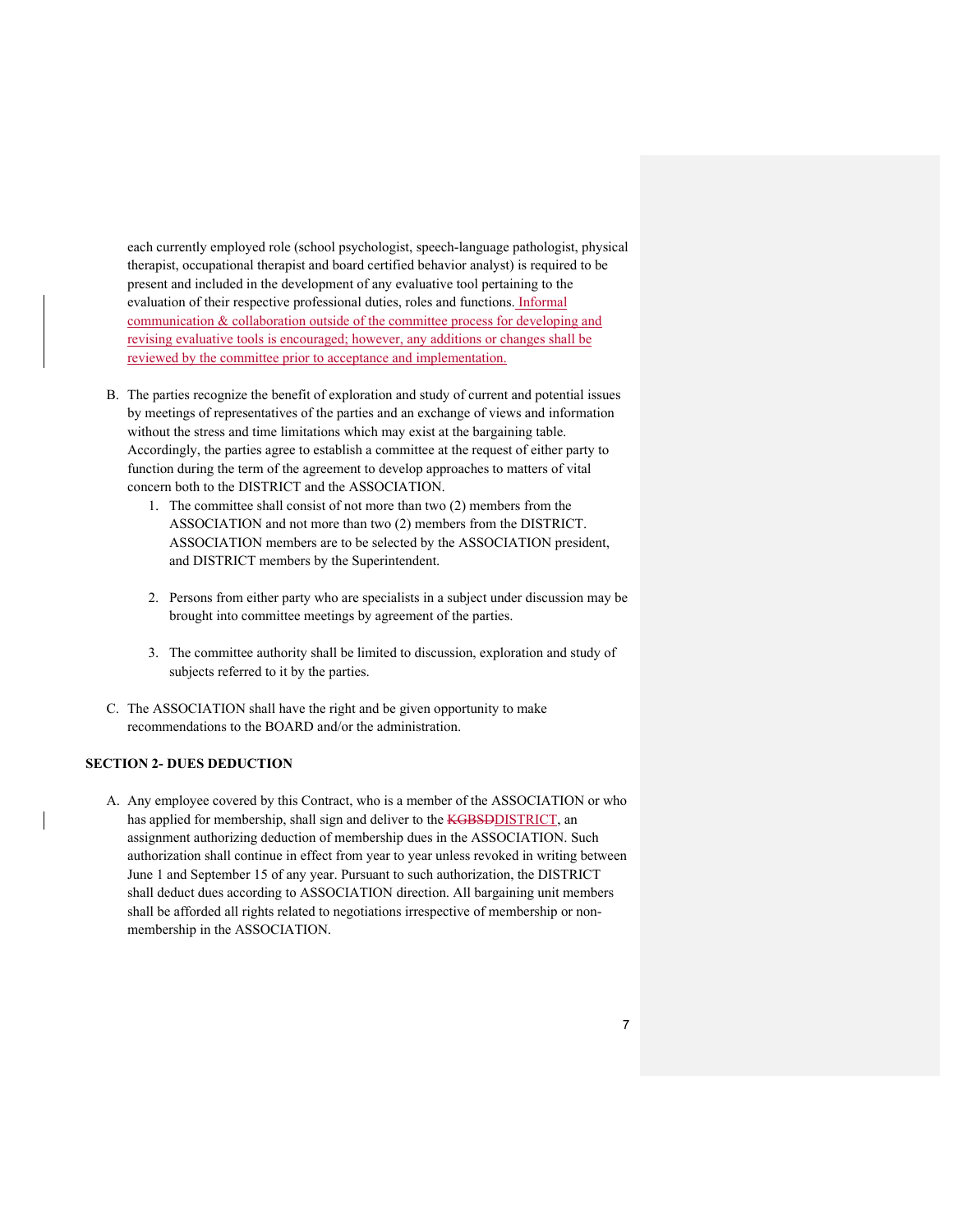each currently employed role (school psychologist, speech-language pathologist, physical therapist, occupational therapist and board certified behavior analyst) is required to be present and included in the development of any evaluative tool pertaining to the evaluation of their respective professional duties, roles and functions. Informal communication & collaboration outside of the committee process for developing and revising evaluative tools is encouraged; however, any additions or changes shall be reviewed by the committee prior to acceptance and implementation.

B. The parties recognize the benefit of exploration and study of current and potential issues by meetings of representatives of the parties and an exchange of views and information without the stress and time limitations which may exist at the bargaining table. Accordingly, the parties agree to establish a committee at the request of either party to function during the term of the agreement to develop approaches to matters of vital concern both to the DISTRICT and the ASSOCIATION.
   1. The committee shall consist of not more than two (2) members from the ASSOCIATION and not more than two (2) members from the DISTRICT. ASSOCIATION members are to be selected by the ASSOCIATION president, and DISTRICT members by the Superintendent.
   2. Persons from either party who are specialists in a subject under discussion may be brought into committee meetings by agreement of the parties.
   3. The committee authority shall be limited to discussion, exploration and study of subjects referred to it by the parties.

C. The ASSOCIATION shall have the right and be given opportunity to make recommendations to the BOARD and/or the administration.

**SECTION 2- DUES DEDUCTION**

A. Any employee covered by this Contract, who is a member of the ASSOCIATION or who has applied for membership, shall sign and deliver to the ~~KGBSD~~DISTRICT, an assignment authorizing deduction of membership dues in the ASSOCIATION. Such authorization shall continue in effect from year to year unless revoked in writing between June 1 and September 15 of any year. Pursuant to such authorization, the DISTRICT shall deduct dues according to ASSOCIATION direction. All bargaining unit members shall be afforded all rights related to negotiations irrespective of membership or non-membership in the ASSOCIATION.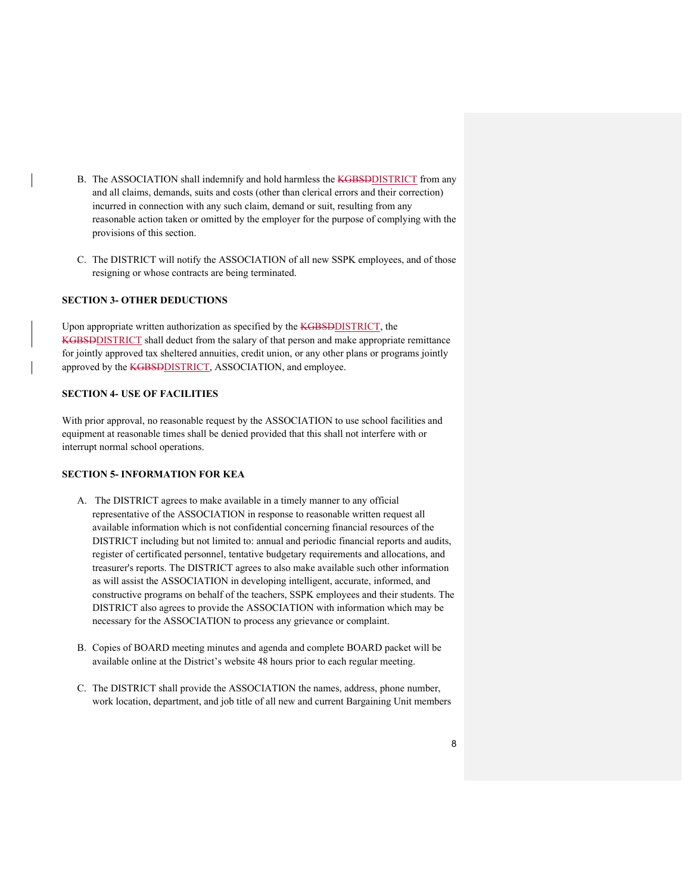B. The ASSOCIATION shall indemnify and hold harmless the ~~KGBSD~~DISTRICT from any and all claims, demands, suits and costs (other than clerical errors and their correction) incurred in connection with any such claim, demand or suit, resulting from any reasonable action taken or omitted by the employer for the purpose of complying with the provisions of this section.

C. The DISTRICT will notify the ASSOCIATION of all new SSPK employees, and of those resigning or whose contracts are being terminated.

**SECTION 3- OTHER DEDUCTIONS**

Upon appropriate written authorization as specified by the ~~KGBSD~~DISTRICT, the ~~KGBSD~~DISTRICT shall deduct from the salary of that person and make appropriate remittance for jointly approved tax sheltered annuities, credit union, or any other plans or programs jointly approved by the ~~KGBSD~~DISTRICT, ASSOCIATION, and employee.

**SECTION 4- USE OF FACILITIES**

With prior approval, no reasonable request by the ASSOCIATION to use school facilities and equipment at reasonable times shall be denied provided that this shall not interfere with or interrupt normal school operations.

**SECTION 5- INFORMATION FOR KEA**

A. The DISTRICT agrees to make available in a timely manner to any official representative of the ASSOCIATION in response to reasonable written request all available information which is not confidential concerning financial resources of the DISTRICT including but not limited to: annual and periodic financial reports and audits, register of certificated personnel, tentative budgetary requirements and allocations, and treasurer's reports. The DISTRICT agrees to also make available such other information as will assist the ASSOCIATION in developing intelligent, accurate, informed, and constructive programs on behalf of the teachers, SSPK employees and their students. The DISTRICT also agrees to provide the ASSOCIATION with information which may be necessary for the ASSOCIATION to process any grievance or complaint.

B. Copies of BOARD meeting minutes and agenda and complete BOARD packet will be available online at the District's website 48 hours prior to each regular meeting.

C. The DISTRICT shall provide the ASSOCIATION the names, address, phone number, work location, department, and job title of all new and current Bargaining Unit members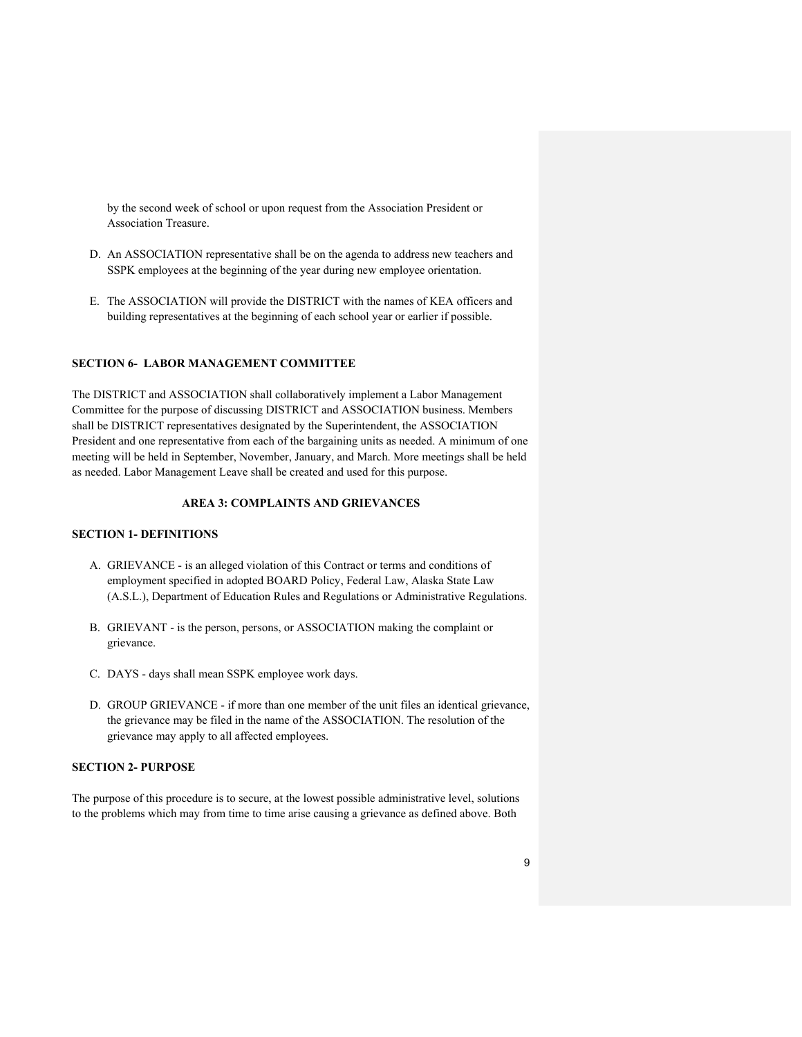by the second week of school or upon request from the Association President or Association Treasure.

D. An ASSOCIATION representative shall be on the agenda to address new teachers and SSPK employees at the beginning of the year during new employee orientation.

E. The ASSOCIATION will provide the DISTRICT with the names of KEA officers and building representatives at the beginning of each school year or earlier if possible.

**SECTION 6- LABOR MANAGEMENT COMMITTEE**

The DISTRICT and ASSOCIATION shall collaboratively implement a Labor Management Committee for the purpose of discussing DISTRICT and ASSOCIATION business. Members shall be DISTRICT representatives designated by the Superintendent, the ASSOCIATION President and one representative from each of the bargaining units as needed. A minimum of one meeting will be held in September, November, January, and March. More meetings shall be held as needed. Labor Management Leave shall be created and used for this purpose.

## AREA 3: COMPLAINTS AND GRIEVANCES

**SECTION 1- DEFINITIONS**

A. GRIEVANCE - is an alleged violation of this Contract or terms and conditions of employment specified in adopted BOARD Policy, Federal Law, Alaska State Law (A.S.L.), Department of Education Rules and Regulations or Administrative Regulations.

B. GRIEVANT - is the person, persons, or ASSOCIATION making the complaint or grievance.

C. DAYS - days shall mean SSPK employee work days.

D. GROUP GRIEVANCE - if more than one member of the unit files an identical grievance, the grievance may be filed in the name of the ASSOCIATION. The resolution of the grievance may apply to all affected employees.

**SECTION 2- PURPOSE**

The purpose of this procedure is to secure, at the lowest possible administrative level, solutions to the problems which may from time to time arise causing a grievance as defined above. Both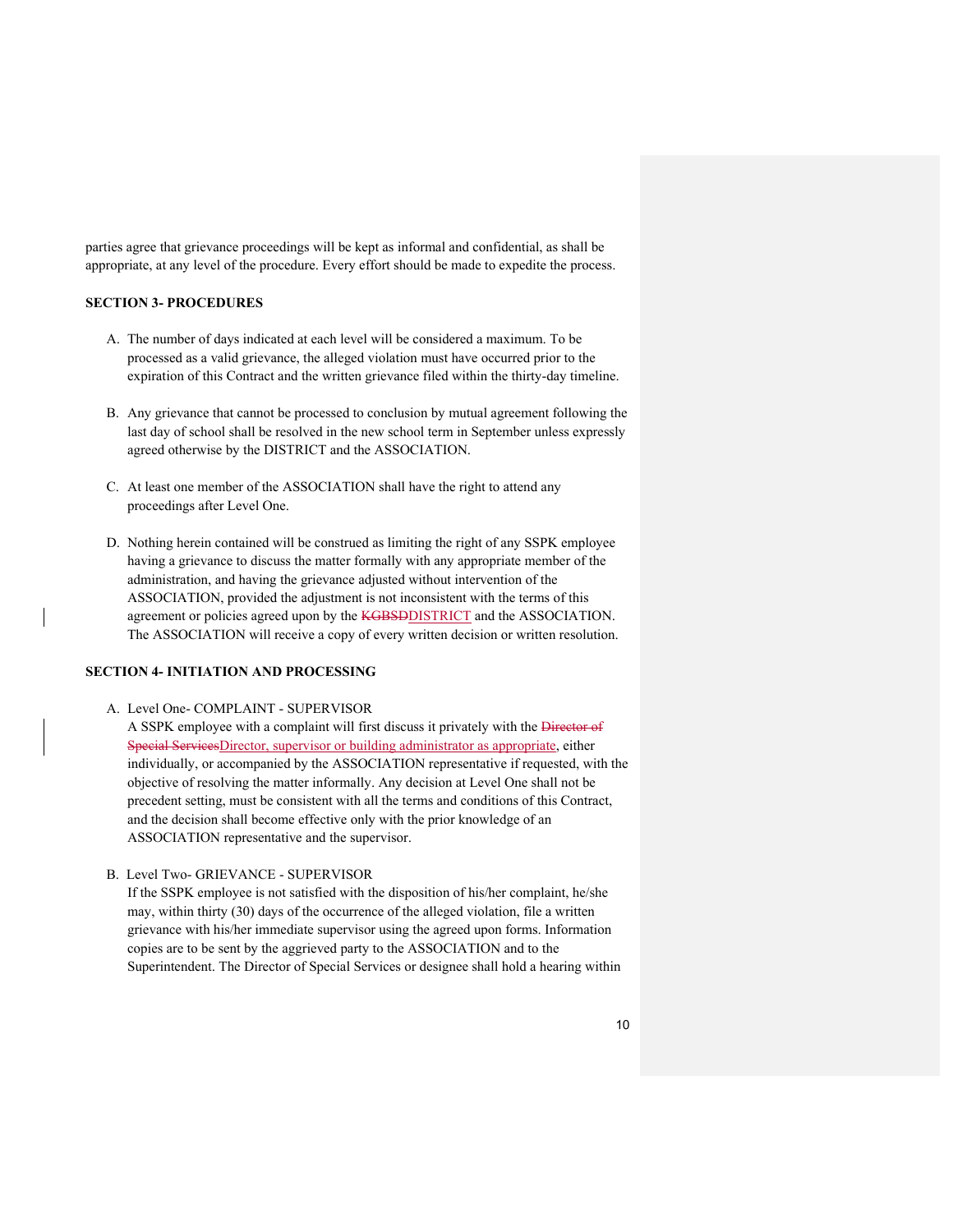parties agree that grievance proceedings will be kept as informal and confidential, as shall be appropriate, at any level of the procedure. Every effort should be made to expedite the process.

**SECTION 3- PROCEDURES**

A. The number of days indicated at each level will be considered a maximum. To be processed as a valid grievance, the alleged violation must have occurred prior to the expiration of this Contract and the written grievance filed within the thirty-day timeline.

B. Any grievance that cannot be processed to conclusion by mutual agreement following the last day of school shall be resolved in the new school term in September unless expressly agreed otherwise by the DISTRICT and the ASSOCIATION.

C. At least one member of the ASSOCIATION shall have the right to attend any proceedings after Level One.

D. Nothing herein contained will be construed as limiting the right of any SSPK employee having a grievance to discuss the matter formally with any appropriate member of the administration, and having the grievance adjusted without intervention of the ASSOCIATION, provided the adjustment is not inconsistent with the terms of this agreement or policies agreed upon by the ~~KGBSD~~DISTRICT and the ASSOCIATION. The ASSOCIATION will receive a copy of every written decision or written resolution.

**SECTION 4- INITIATION AND PROCESSING**

A. Level One- COMPLAINT - SUPERVISOR
   A SSPK employee with a complaint will first discuss it privately with the ~~Director of Special Services~~Director, supervisor or building administrator as appropriate, either individually, or accompanied by the ASSOCIATION representative if requested, with the objective of resolving the matter informally. Any decision at Level One shall not be precedent setting, must be consistent with all the terms and conditions of this Contract, and the decision shall become effective only with the prior knowledge of an ASSOCIATION representative and the supervisor.

B. Level Two- GRIEVANCE - SUPERVISOR
   If the SSPK employee is not satisfied with the disposition of his/her complaint, he/she may, within thirty (30) days of the occurrence of the alleged violation, file a written grievance with his/her immediate supervisor using the agreed upon forms. Information copies are to be sent by the aggrieved party to the ASSOCIATION and to the Superintendent. The Director of Special Services or designee shall hold a hearing within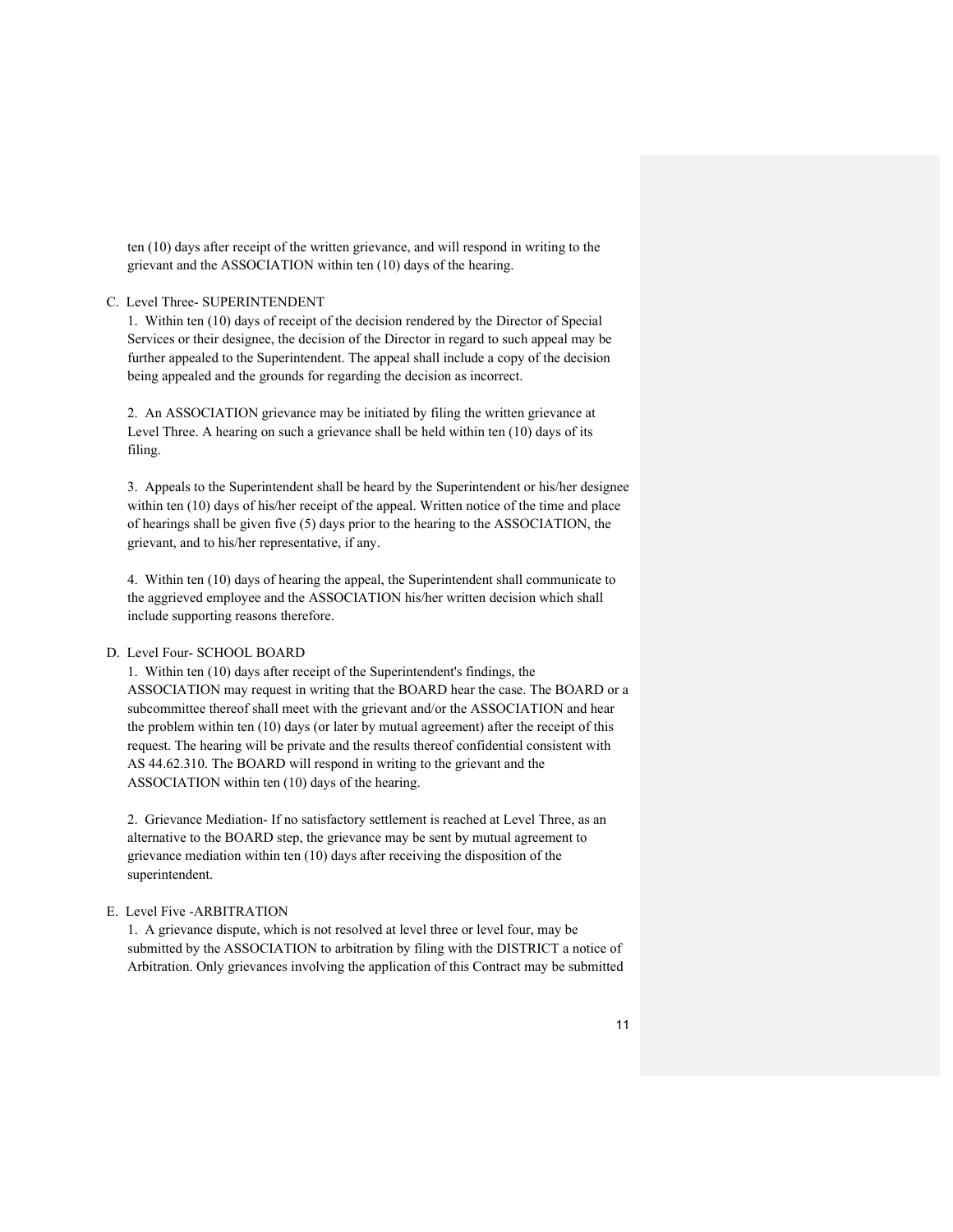ten (10) days after receipt of the written grievance, and will respond in writing to the grievant and the ASSOCIATION within ten (10) days of the hearing.

C. Level Three- SUPERINTENDENT

1. Within ten (10) days of receipt of the decision rendered by the Director of Special Services or their designee, the decision of the Director in regard to such appeal may be further appealed to the Superintendent. The appeal shall include a copy of the decision being appealed and the grounds for regarding the decision as incorrect.

2. An ASSOCIATION grievance may be initiated by filing the written grievance at Level Three. A hearing on such a grievance shall be held within ten (10) days of its filing.

3. Appeals to the Superintendent shall be heard by the Superintendent or his/her designee within ten (10) days of his/her receipt of the appeal. Written notice of the time and place of hearings shall be given five (5) days prior to the hearing to the ASSOCIATION, the grievant, and to his/her representative, if any.

4. Within ten (10) days of hearing the appeal, the Superintendent shall communicate to the aggrieved employee and the ASSOCIATION his/her written decision which shall include supporting reasons therefore.

D. Level Four- SCHOOL BOARD

1. Within ten (10) days after receipt of the Superintendent's findings, the ASSOCIATION may request in writing that the BOARD hear the case. The BOARD or a subcommittee thereof shall meet with the grievant and/or the ASSOCIATION and hear the problem within ten (10) days (or later by mutual agreement) after the receipt of this request. The hearing will be private and the results thereof confidential consistent with AS 44.62.310. The BOARD will respond in writing to the grievant and the ASSOCIATION within ten (10) days of the hearing.

2. Grievance Mediation- If no satisfactory settlement is reached at Level Three, as an alternative to the BOARD step, the grievance may be sent by mutual agreement to grievance mediation within ten (10) days after receiving the disposition of the superintendent.

E. Level Five -ARBITRATION

1. A grievance dispute, which is not resolved at level three or level four, may be submitted by the ASSOCIATION to arbitration by filing with the DISTRICT a notice of Arbitration. Only grievances involving the application of this Contract may be submitted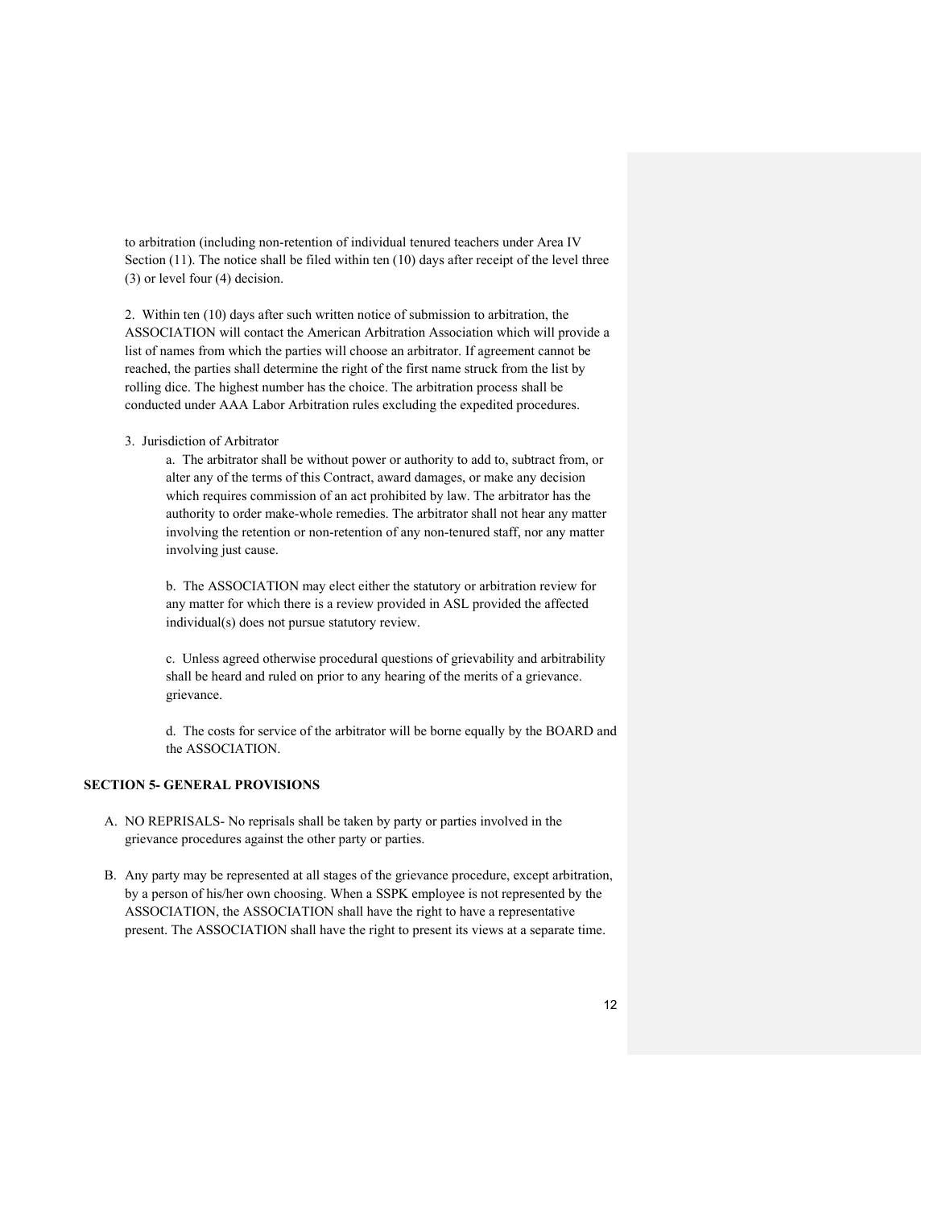to arbitration (including non-retention of individual tenured teachers under Area IV Section (11). The notice shall be filed within ten (10) days after receipt of the level three (3) or level four (4) decision.

2. Within ten (10) days after such written notice of submission to arbitration, the ASSOCIATION will contact the American Arbitration Association which will provide a list of names from which the parties will choose an arbitrator. If agreement cannot be reached, the parties shall determine the right of the first name struck from the list by rolling dice. The highest number has the choice. The arbitration process shall be conducted under AAA Labor Arbitration rules excluding the expedited procedures.

3. Jurisdiction of Arbitrator

a. The arbitrator shall be without power or authority to add to, subtract from, or alter any of the terms of this Contract, award damages, or make any decision which requires commission of an act prohibited by law. The arbitrator has the authority to order make-whole remedies. The arbitrator shall not hear any matter involving the retention or non-retention of any non-tenured staff, nor any matter involving just cause.

b. The ASSOCIATION may elect either the statutory or arbitration review for any matter for which there is a review provided in ASL provided the affected individual(s) does not pursue statutory review.

c. Unless agreed otherwise procedural questions of grievability and arbitrability shall be heard and ruled on prior to any hearing of the merits of a grievance. grievance.

d. The costs for service of the arbitrator will be borne equally by the BOARD and the ASSOCIATION.

**SECTION 5- GENERAL PROVISIONS**

A. NO REPRISALS- No reprisals shall be taken by party or parties involved in the grievance procedures against the other party or parties.

B. Any party may be represented at all stages of the grievance procedure, except arbitration, by a person of his/her own choosing. When a SSPK employee is not represented by the ASSOCIATION, the ASSOCIATION shall have the right to have a representative present. The ASSOCIATION shall have the right to present its views at a separate time.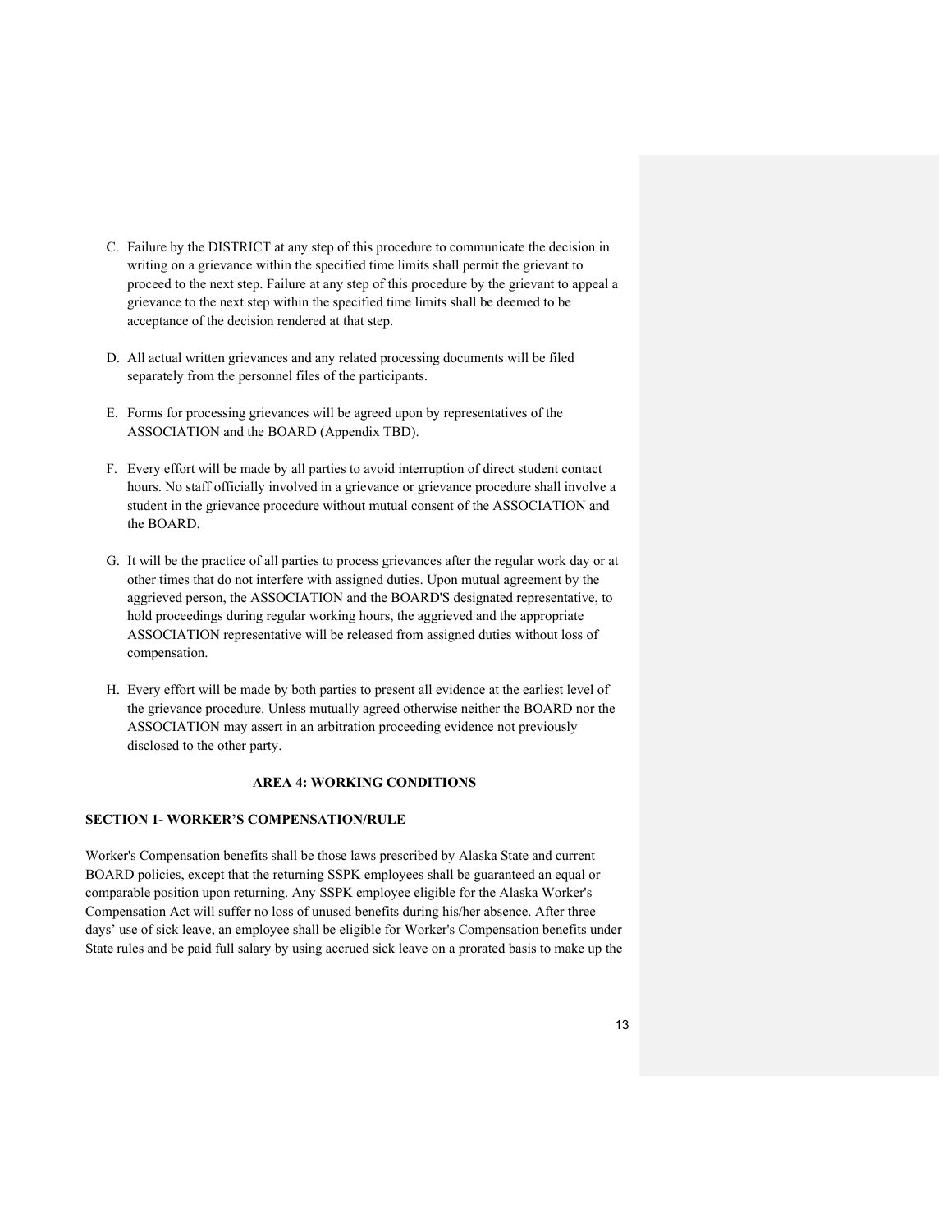C. Failure by the DISTRICT at any step of this procedure to communicate the decision in writing on a grievance within the specified time limits shall permit the grievant to proceed to the next step. Failure at any step of this procedure by the grievant to appeal a grievance to the next step within the specified time limits shall be deemed to be acceptance of the decision rendered at that step.

D. All actual written grievances and any related processing documents will be filed separately from the personnel files of the participants.

E. Forms for processing grievances will be agreed upon by representatives of the ASSOCIATION and the BOARD (Appendix TBD).

F. Every effort will be made by all parties to avoid interruption of direct student contact hours. No staff officially involved in a grievance or grievance procedure shall involve a student in the grievance procedure without mutual consent of the ASSOCIATION and the BOARD.

G. It will be the practice of all parties to process grievances after the regular work day or at other times that do not interfere with assigned duties. Upon mutual agreement by the aggrieved person, the ASSOCIATION and the BOARD'S designated representative, to hold proceedings during regular working hours, the aggrieved and the appropriate ASSOCIATION representative will be released from assigned duties without loss of compensation.

H. Every effort will be made by both parties to present all evidence at the earliest level of the grievance procedure. Unless mutually agreed otherwise neither the BOARD nor the ASSOCIATION may assert in an arbitration proceeding evidence not previously disclosed to the other party.

## AREA 4: WORKING CONDITIONS

### SECTION 1- WORKER'S COMPENSATION/RULE

Worker's Compensation benefits shall be those laws prescribed by Alaska State and current BOARD policies, except that the returning SSPK employees shall be guaranteed an equal or comparable position upon returning. Any SSPK employee eligible for the Alaska Worker's Compensation Act will suffer no loss of unused benefits during his/her absence. After three days' use of sick leave, an employee shall be eligible for Worker's Compensation benefits under State rules and be paid full salary by using accrued sick leave on a prorated basis to make up the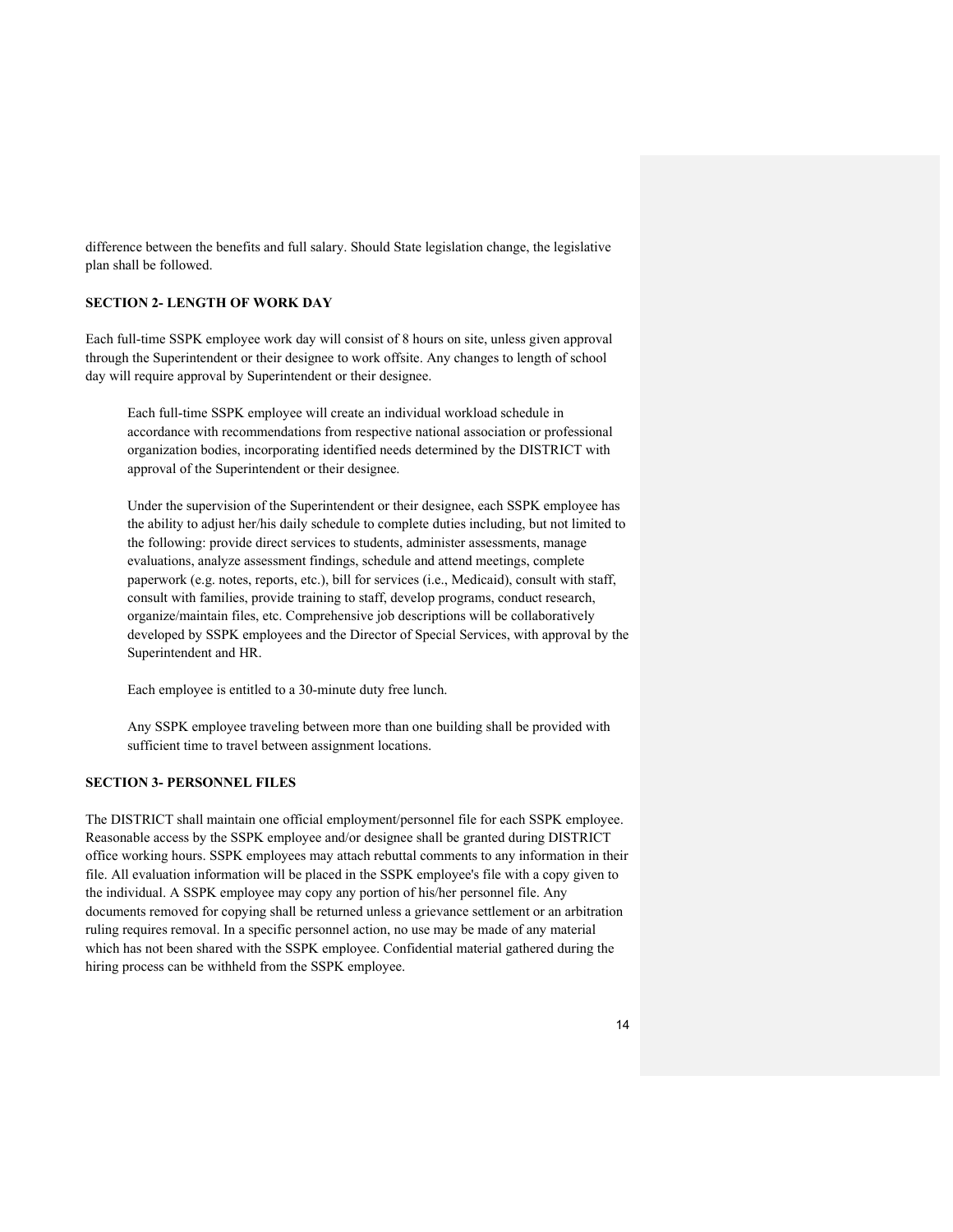difference between the benefits and full salary. Should State legislation change, the legislative plan shall be followed.

**SECTION 2- LENGTH OF WORK DAY**

Each full-time SSPK employee work day will consist of 8 hours on site, unless given approval through the Superintendent or their designee to work offsite. Any changes to length of school day will require approval by Superintendent or their designee.

Each full-time SSPK employee will create an individual workload schedule in accordance with recommendations from respective national association or professional organization bodies, incorporating identified needs determined by the DISTRICT with approval of the Superintendent or their designee.

Under the supervision of the Superintendent or their designee, each SSPK employee has the ability to adjust her/his daily schedule to complete duties including, but not limited to the following: provide direct services to students, administer assessments, manage evaluations, analyze assessment findings, schedule and attend meetings, complete paperwork (e.g. notes, reports, etc.), bill for services (i.e., Medicaid), consult with staff, consult with families, provide training to staff, develop programs, conduct research, organize/maintain files, etc. Comprehensive job descriptions will be collaboratively developed by SSPK employees and the Director of Special Services, with approval by the Superintendent and HR.

Each employee is entitled to a 30-minute duty free lunch.

Any SSPK employee traveling between more than one building shall be provided with sufficient time to travel between assignment locations.

**SECTION 3- PERSONNEL FILES**

The DISTRICT shall maintain one official employment/personnel file for each SSPK employee. Reasonable access by the SSPK employee and/or designee shall be granted during DISTRICT office working hours. SSPK employees may attach rebuttal comments to any information in their file. All evaluation information will be placed in the SSPK employee's file with a copy given to the individual. A SSPK employee may copy any portion of his/her personnel file. Any documents removed for copying shall be returned unless a grievance settlement or an arbitration ruling requires removal. In a specific personnel action, no use may be made of any material which has not been shared with the SSPK employee. Confidential material gathered during the hiring process can be withheld from the SSPK employee.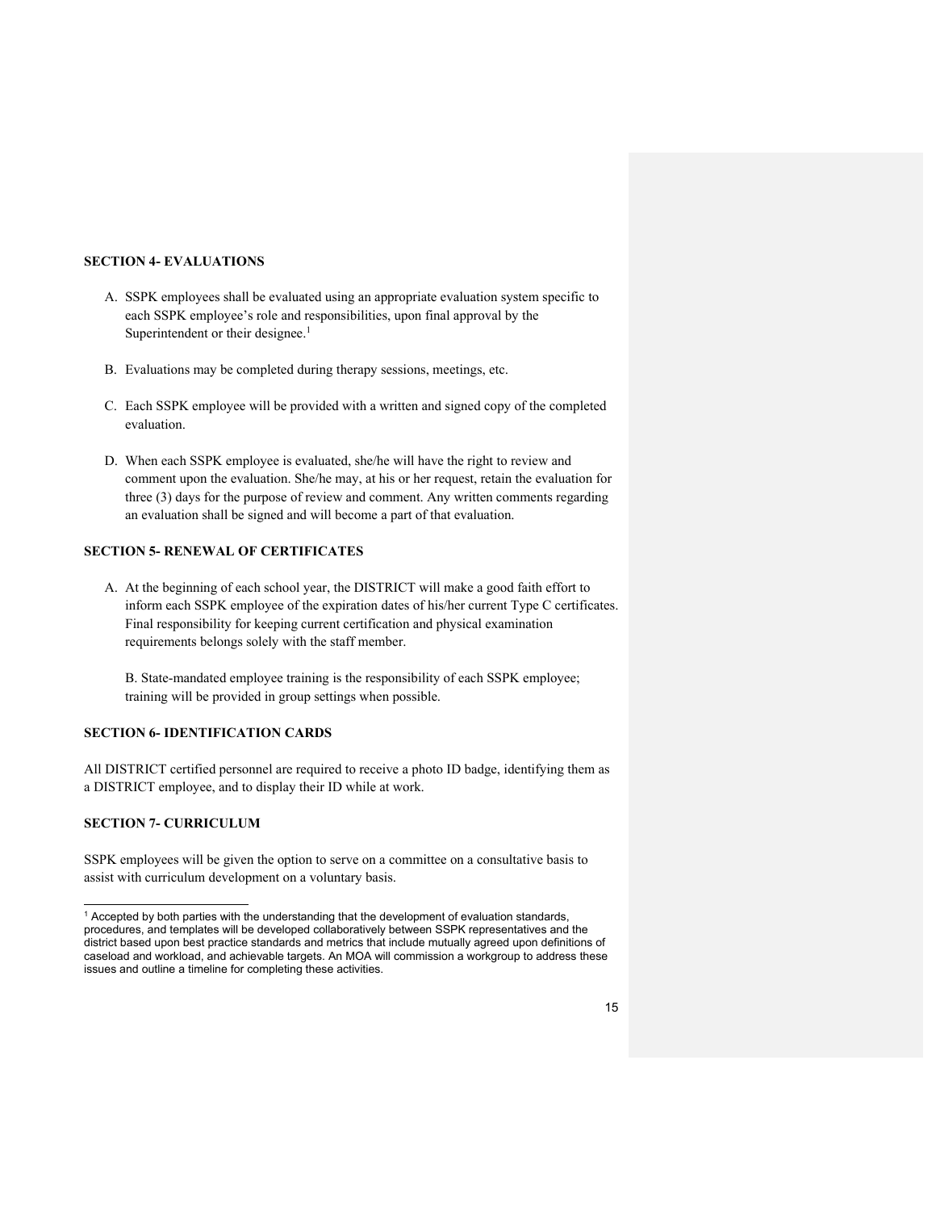**SECTION 4- EVALUATIONS**

A. SSPK employees shall be evaluated using an appropriate evaluation system specific to each SSPK employee's role and responsibilities, upon final approval by the Superintendent or their designee.[1]

B. Evaluations may be completed during therapy sessions, meetings, etc.

C. Each SSPK employee will be provided with a written and signed copy of the completed evaluation.

D. When each SSPK employee is evaluated, she/he will have the right to review and comment upon the evaluation. She/he may, at his or her request, retain the evaluation for three (3) days for the purpose of review and comment. Any written comments regarding an evaluation shall be signed and will become a part of that evaluation.

**SECTION 5- RENEWAL OF CERTIFICATES**

A. At the beginning of each school year, the DISTRICT will make a good faith effort to inform each SSPK employee of the expiration dates of his/her current Type C certificates. Final responsibility for keeping current certification and physical examination requirements belongs solely with the staff member.

B. State-mandated employee training is the responsibility of each SSPK employee; training will be provided in group settings when possible.

**SECTION 6- IDENTIFICATION CARDS**

All DISTRICT certified personnel are required to receive a photo ID badge, identifying them as a DISTRICT employee, and to display their ID while at work.

**SECTION 7- CURRICULUM**

SSPK employees will be given the option to serve on a committee on a consultative basis to assist with curriculum development on a voluntary basis.

---

[1] Accepted by both parties with the understanding that the development of evaluation standards, procedures, and templates will be developed collaboratively between SSPK representatives and the district based upon best practice standards and metrics that include mutually agreed upon definitions of caseload and workload, and achievable targets. An MOA will commission a workgroup to address these issues and outline a timeline for completing these activities.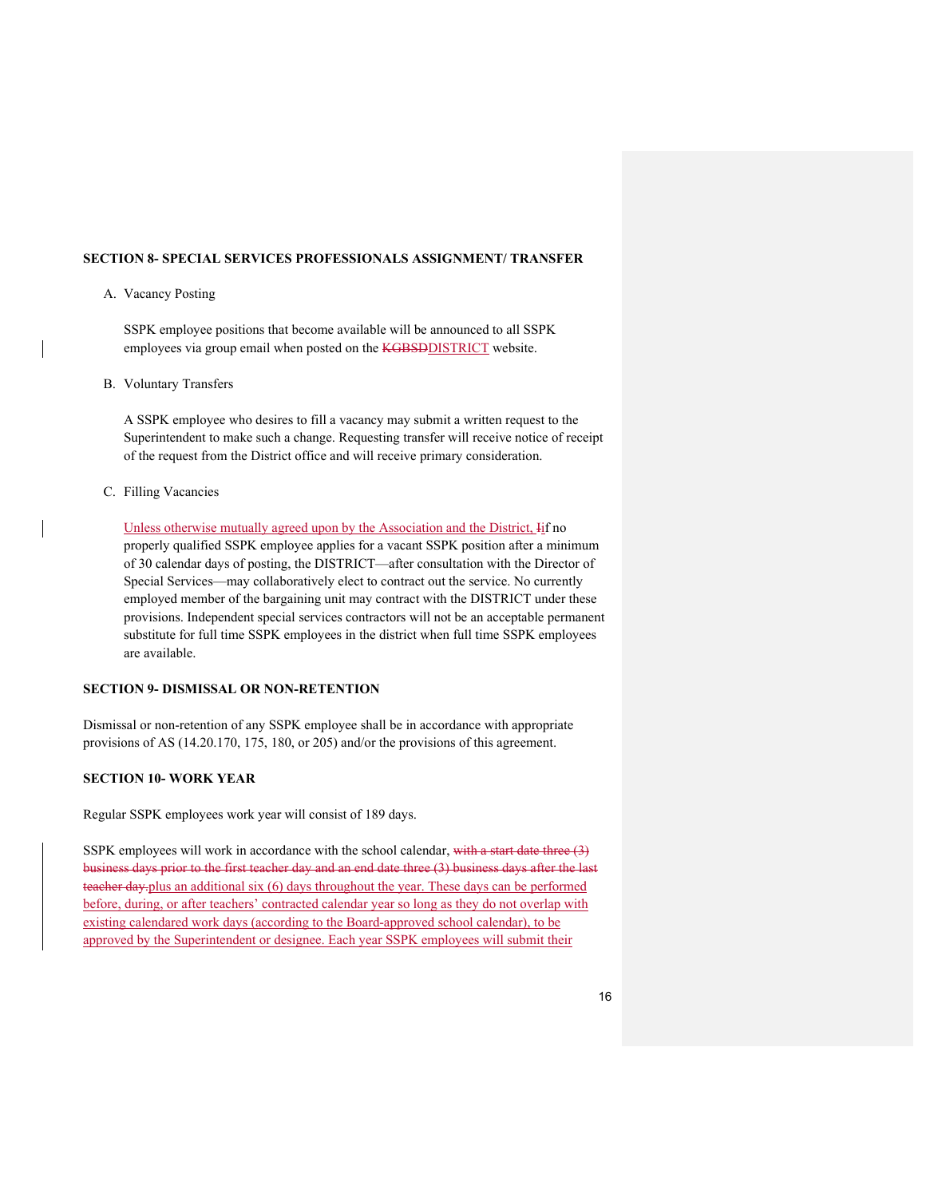**SECTION 8- SPECIAL SERVICES PROFESSIONALS ASSIGNMENT/ TRANSFER**

A. Vacancy Posting

SSPK employee positions that become available will be announced to all SSPK employees via group email when posted on the ~~KGBSD~~DISTRICT website.

B. Voluntary Transfers

A SSPK employee who desires to fill a vacancy may submit a written request to the Superintendent to make such a change. Requesting transfer will receive notice of receipt of the request from the District office and will receive primary consideration.

C. Filling Vacancies

Unless otherwise mutually agreed upon by the Association and the District, ~~I~~if no properly qualified SSPK employee applies for a vacant SSPK position after a minimum of 30 calendar days of posting, the DISTRICT—after consultation with the Director of Special Services—may collaboratively elect to contract out the service. No currently employed member of the bargaining unit may contract with the DISTRICT under these provisions. Independent special services contractors will not be an acceptable permanent substitute for full time SSPK employees in the district when full time SSPK employees are available.

**SECTION 9- DISMISSAL OR NON-RETENTION**

Dismissal or non-retention of any SSPK employee shall be in accordance with appropriate provisions of AS (14.20.170, 175, 180, or 205) and/or the provisions of this agreement.

**SECTION 10- WORK YEAR**

Regular SSPK employees work year will consist of 189 days.

SSPK employees will work in accordance with the school calendar, ~~with a start date three (3) business days prior to the first teacher day and an end date three (3) business days after the last teacher day.~~plus an additional six (6) days throughout the year. These days can be performed before, during, or after teachers' contracted calendar year so long as they do not overlap with existing calendared work days (according to the Board-approved school calendar), to be approved by the Superintendent or designee. Each year SSPK employees will submit their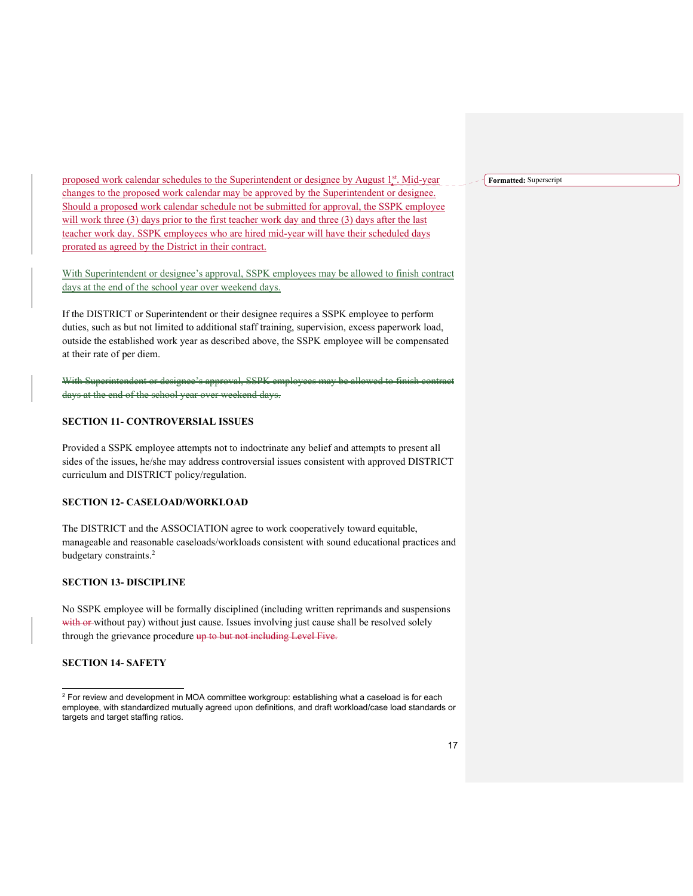proposed work calendar schedules to the Superintendent or designee by August 1st. Mid-year changes to the proposed work calendar may be approved by the Superintendent or designee. Should a proposed work calendar schedule not be submitted for approval, the SSPK employee will work three (3) days prior to the first teacher work day and three (3) days after the last teacher work day. SSPK employees who are hired mid-year will have their scheduled days prorated as agreed by the District in their contract.

With Superintendent or designee's approval, SSPK employees may be allowed to finish contract days at the end of the school year over weekend days.

If the DISTRICT or Superintendent or their designee requires a SSPK employee to perform duties, such as but not limited to additional staff training, supervision, excess paperwork load, outside the established work year as described above, the SSPK employee will be compensated at their rate of per diem.

~~With Superintendent or designee's approval, SSPK employees may be allowed to finish contract days at the end of the school year over weekend days.~~

**SECTION 11- CONTROVERSIAL ISSUES**

Provided a SSPK employee attempts not to indoctrinate any belief and attempts to present all sides of the issues, he/she may address controversial issues consistent with approved DISTRICT curriculum and DISTRICT policy/regulation.

**SECTION 12- CASELOAD/WORKLOAD**

The DISTRICT and the ASSOCIATION agree to work cooperatively toward equitable, manageable and reasonable caseloads/workloads consistent with sound educational practices and budgetary constraints.[2]

**SECTION 13- DISCIPLINE**

No SSPK employee will be formally disciplined (including written reprimands and suspensions ~~with or~~ without pay) without just cause. Issues involving just cause shall be resolved solely through the grievance procedure ~~up to but not including Level Five.~~

**SECTION 14- SAFETY**

[2] For review and development in MOA committee workgroup: establishing what a caseload is for each employee, with standardized mutually agreed upon definitions, and draft workload/case load standards or targets and target staffing ratios.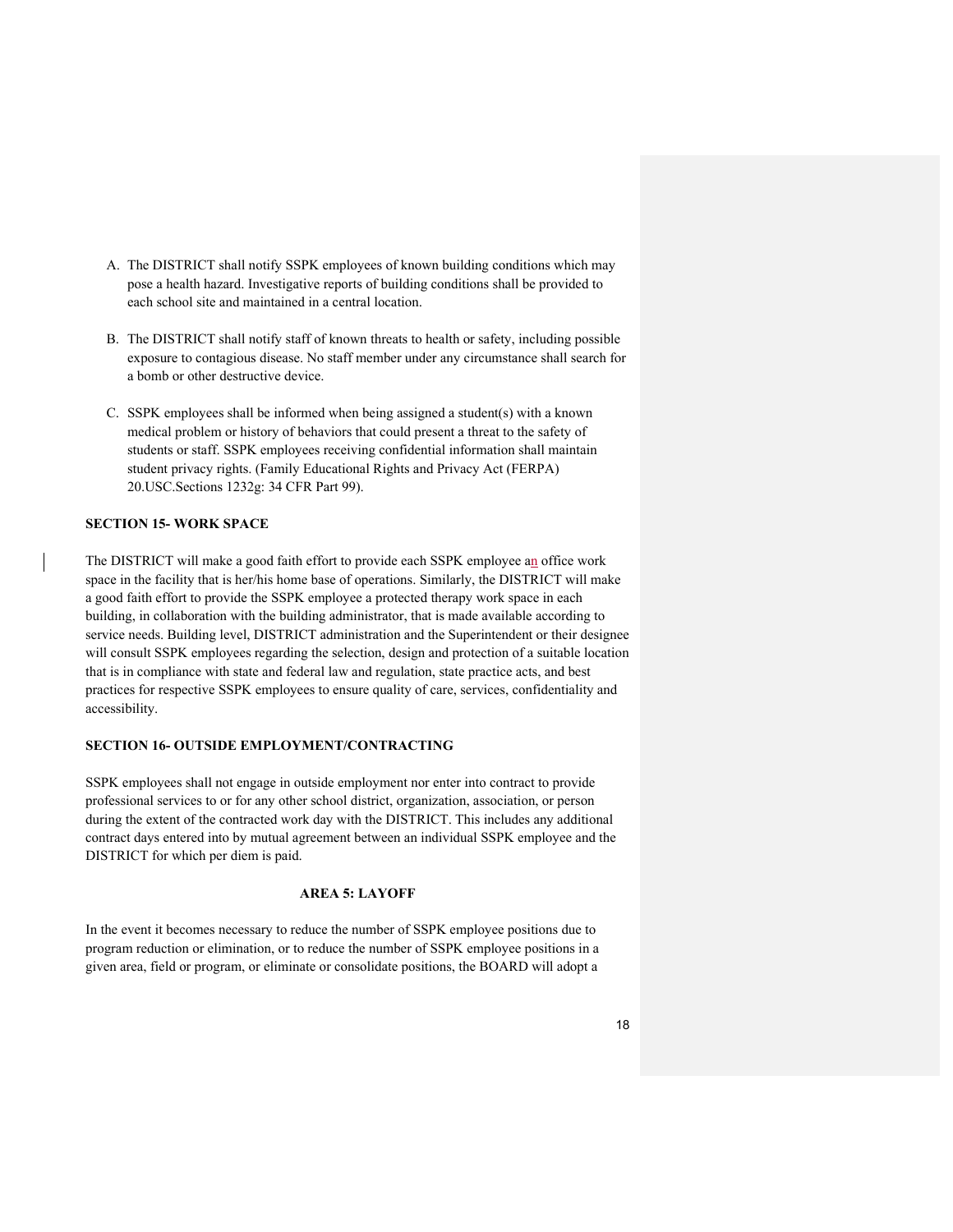A. The DISTRICT shall notify SSPK employees of known building conditions which may pose a health hazard. Investigative reports of building conditions shall be provided to each school site and maintained in a central location.

B. The DISTRICT shall notify staff of known threats to health or safety, including possible exposure to contagious disease. No staff member under any circumstance shall search for a bomb or other destructive device.

C. SSPK employees shall be informed when being assigned a student(s) with a known medical problem or history of behaviors that could present a threat to the safety of students or staff. SSPK employees receiving confidential information shall maintain student privacy rights. (Family Educational Rights and Privacy Act (FERPA) 20.USC.Sections 1232g: 34 CFR Part 99).

**SECTION 15- WORK SPACE**

The DISTRICT will make a good faith effort to provide each SSPK employee an office work space in the facility that is her/his home base of operations. Similarly, the DISTRICT will make a good faith effort to provide the SSPK employee a protected therapy work space in each building, in collaboration with the building administrator, that is made available according to service needs. Building level, DISTRICT administration and the Superintendent or their designee will consult SSPK employees regarding the selection, design and protection of a suitable location that is in compliance with state and federal law and regulation, state practice acts, and best practices for respective SSPK employees to ensure quality of care, services, confidentiality and accessibility.

**SECTION 16- OUTSIDE EMPLOYMENT/CONTRACTING**

SSPK employees shall not engage in outside employment nor enter into contract to provide professional services to or for any other school district, organization, association, or person during the extent of the contracted work day with the DISTRICT. This includes any additional contract days entered into by mutual agreement between an individual SSPK employee and the DISTRICT for which per diem is paid.

## AREA 5: LAYOFF

In the event it becomes necessary to reduce the number of SSPK employee positions due to program reduction or elimination, or to reduce the number of SSPK employee positions in a given area, field or program, or eliminate or consolidate positions, the BOARD will adopt a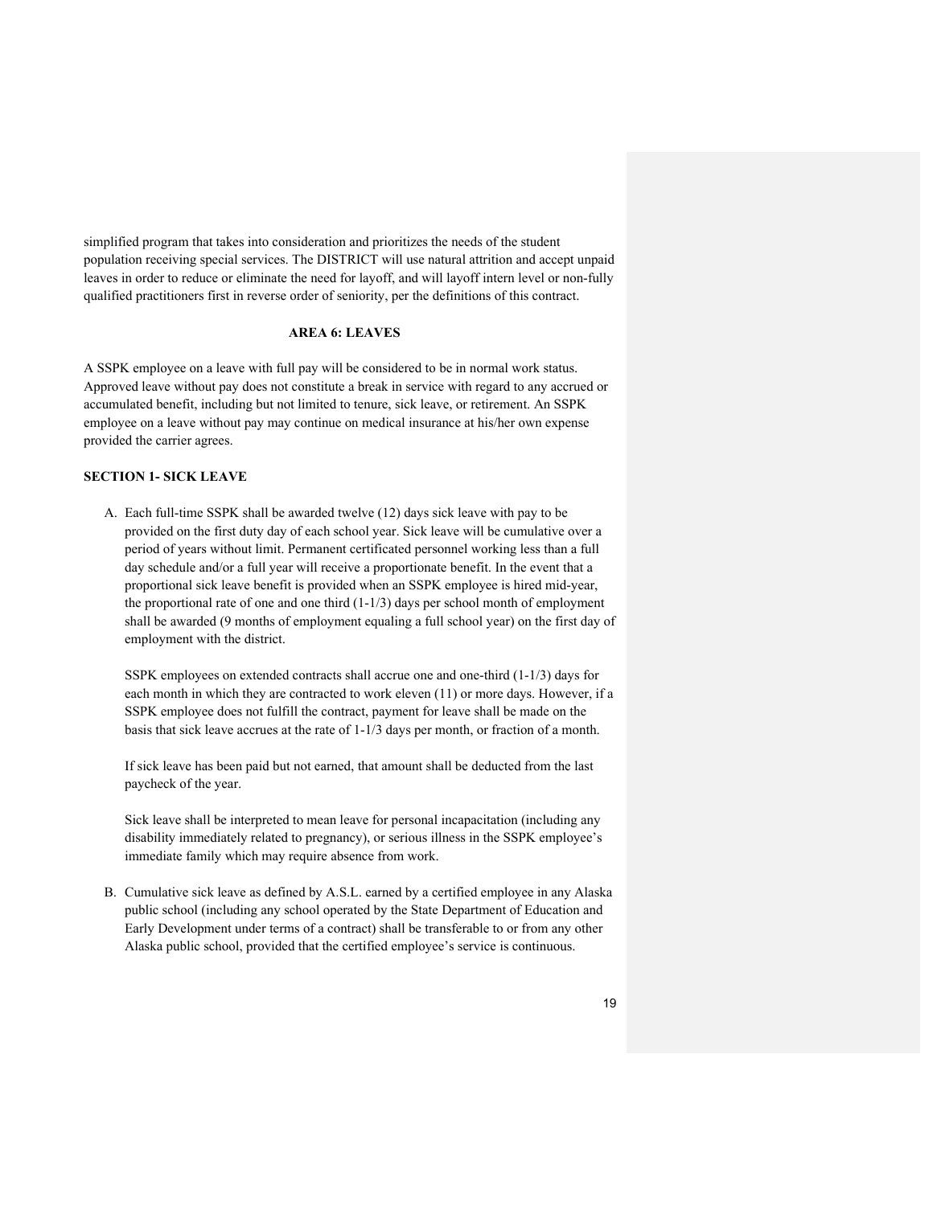simplified program that takes into consideration and prioritizes the needs of the student population receiving special services. The DISTRICT will use natural attrition and accept unpaid leaves in order to reduce or eliminate the need for layoff, and will layoff intern level or non-fully qualified practitioners first in reverse order of seniority, per the definitions of this contract.

## AREA 6: LEAVES

A SSPK employee on a leave with full pay will be considered to be in normal work status. Approved leave without pay does not constitute a break in service with regard to any accrued or accumulated benefit, including but not limited to tenure, sick leave, or retirement. An SSPK employee on a leave without pay may continue on medical insurance at his/her own expense provided the carrier agrees.

### SECTION 1- SICK LEAVE

A. Each full-time SSPK shall be awarded twelve (12) days sick leave with pay to be provided on the first duty day of each school year. Sick leave will be cumulative over a period of years without limit. Permanent certificated personnel working less than a full day schedule and/or a full year will receive a proportionate benefit. In the event that a proportional sick leave benefit is provided when an SSPK employee is hired mid-year, the proportional rate of one and one third (1-1/3) days per school month of employment shall be awarded (9 months of employment equaling a full school year) on the first day of employment with the district.

   SSPK employees on extended contracts shall accrue one and one-third (1-1/3) days for each month in which they are contracted to work eleven (11) or more days. However, if a SSPK employee does not fulfill the contract, payment for leave shall be made on the basis that sick leave accrues at the rate of 1-1/3 days per month, or fraction of a month.

   If sick leave has been paid but not earned, that amount shall be deducted from the last paycheck of the year.

   Sick leave shall be interpreted to mean leave for personal incapacitation (including any disability immediately related to pregnancy), or serious illness in the SSPK employee's immediate family which may require absence from work.

B. Cumulative sick leave as defined by A.S.L. earned by a certified employee in any Alaska public school (including any school operated by the State Department of Education and Early Development under terms of a contract) shall be transferable to or from any other Alaska public school, provided that the certified employee's service is continuous.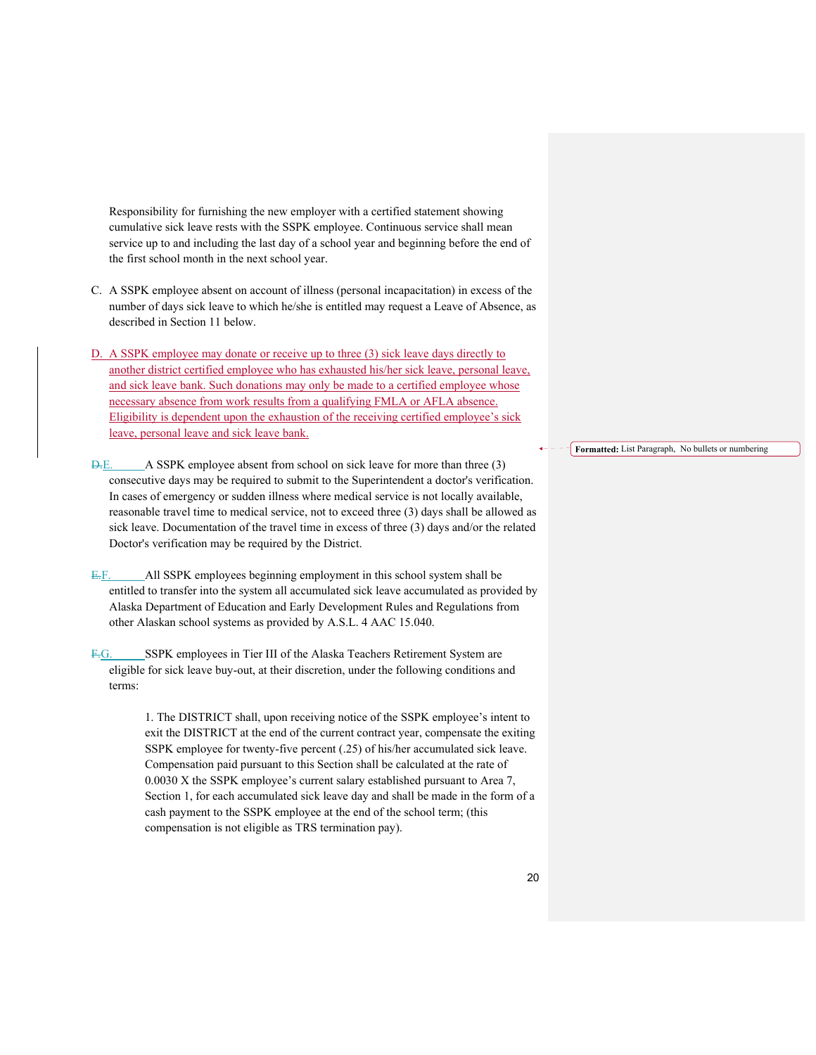Responsibility for furnishing the new employer with a certified statement showing cumulative sick leave rests with the SSPK employee. Continuous service shall mean service up to and including the last day of a school year and beginning before the end of the first school month in the next school year.

C. A SSPK employee absent on account of illness (personal incapacitation) in excess of the number of days sick leave to which he/she is entitled may request a Leave of Absence, as described in Section 11 below.

D. A SSPK employee may donate or receive up to three (3) sick leave days directly to another district certified employee who has exhausted his/her sick leave, personal leave, and sick leave bank. Such donations may only be made to a certified employee whose necessary absence from work results from a qualifying FMLA or AFLA absence. Eligibility is dependent upon the exhaustion of the receiving certified employee's sick leave, personal leave and sick leave bank.

E. A SSPK employee absent from school on sick leave for more than three (3) consecutive days may be required to submit to the Superintendent a doctor's verification. In cases of emergency or sudden illness where medical service is not locally available, reasonable travel time to medical service, not to exceed three (3) days shall be allowed as sick leave. Documentation of the travel time in excess of three (3) days and/or the related Doctor's verification may be required by the District.

F. All SSPK employees beginning employment in this school system shall be entitled to transfer into the system all accumulated sick leave accumulated as provided by Alaska Department of Education and Early Development Rules and Regulations from other Alaskan school systems as provided by A.S.L. 4 AAC 15.040.

G. SSPK employees in Tier III of the Alaska Teachers Retirement System are eligible for sick leave buy-out, at their discretion, under the following conditions and terms:

1. The DISTRICT shall, upon receiving notice of the SSPK employee's intent to exit the DISTRICT at the end of the current contract year, compensate the exiting SSPK employee for twenty-five percent (.25) of his/her accumulated sick leave. Compensation paid pursuant to this Section shall be calculated at the rate of 0.0030 X the SSPK employee's current salary established pursuant to Area 7, Section 1, for each accumulated sick leave day and shall be made in the form of a cash payment to the SSPK employee at the end of the school term; (this compensation is not eligible as TRS termination pay).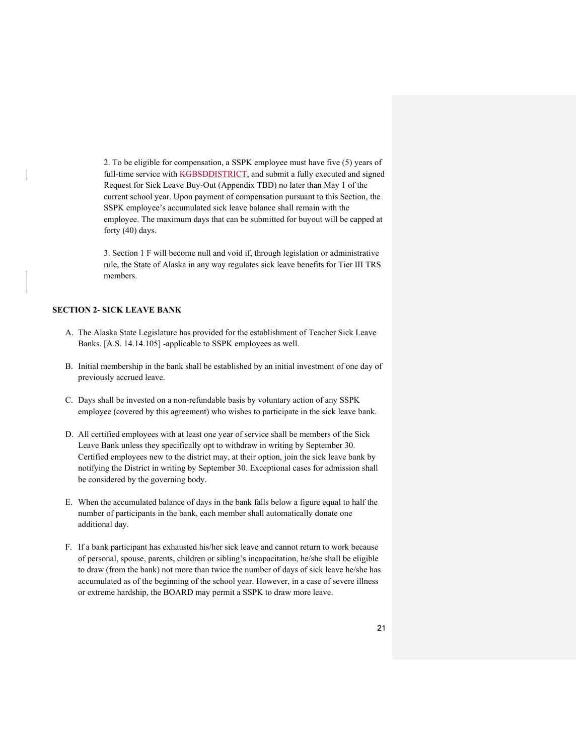2. To be eligible for compensation, a SSPK employee must have five (5) years of full-time service with ~~KGBSD~~DISTRICT, and submit a fully executed and signed Request for Sick Leave Buy-Out (Appendix TBD) no later than May 1 of the current school year. Upon payment of compensation pursuant to this Section, the SSPK employee's accumulated sick leave balance shall remain with the employee. The maximum days that can be submitted for buyout will be capped at forty (40) days.

3. Section 1 F will become null and void if, through legislation or administrative rule, the State of Alaska in any way regulates sick leave benefits for Tier III TRS members.

**SECTION 2- SICK LEAVE BANK**

A. The Alaska State Legislature has provided for the establishment of Teacher Sick Leave Banks. [A.S. 14.14.105] -applicable to SSPK employees as well.

B. Initial membership in the bank shall be established by an initial investment of one day of previously accrued leave.

C. Days shall be invested on a non-refundable basis by voluntary action of any SSPK employee (covered by this agreement) who wishes to participate in the sick leave bank.

D. All certified employees with at least one year of service shall be members of the Sick Leave Bank unless they specifically opt to withdraw in writing by September 30. Certified employees new to the district may, at their option, join the sick leave bank by notifying the District in writing by September 30. Exceptional cases for admission shall be considered by the governing body.

E. When the accumulated balance of days in the bank falls below a figure equal to half the number of participants in the bank, each member shall automatically donate one additional day.

F. If a bank participant has exhausted his/her sick leave and cannot return to work because of personal, spouse, parents, children or sibling's incapacitation, he/she shall be eligible to draw (from the bank) not more than twice the number of days of sick leave he/she has accumulated as of the beginning of the school year. However, in a case of severe illness or extreme hardship, the BOARD may permit a SSPK to draw more leave.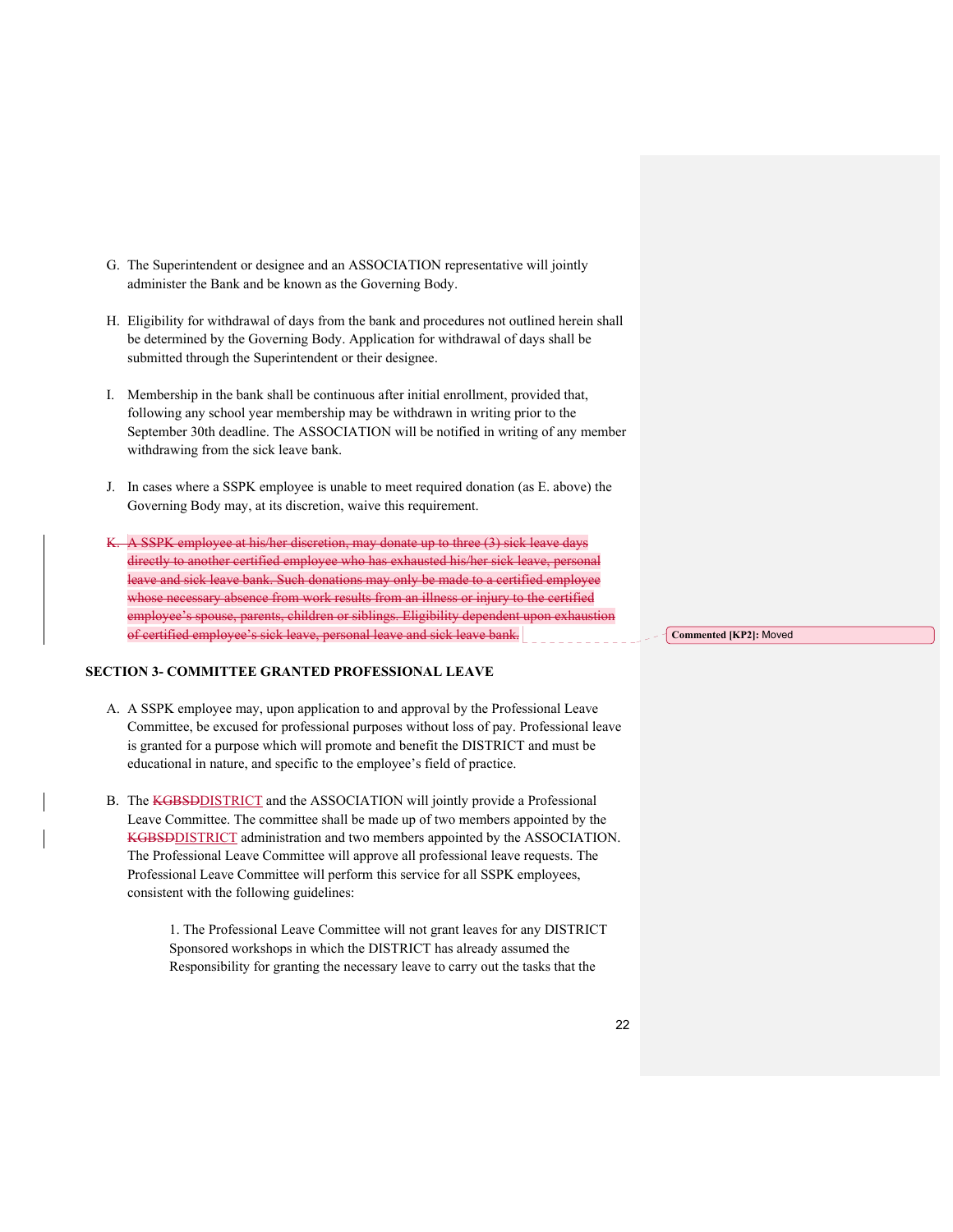G. The Superintendent or designee and an ASSOCIATION representative will jointly administer the Bank and be known as the Governing Body.

H. Eligibility for withdrawal of days from the bank and procedures not outlined herein shall be determined by the Governing Body. Application for withdrawal of days shall be submitted through the Superintendent or their designee.

I. Membership in the bank shall be continuous after initial enrollment, provided that, following any school year membership may be withdrawn in writing prior to the September 30th deadline. The ASSOCIATION will be notified in writing of any member withdrawing from the sick leave bank.

J. In cases where a SSPK employee is unable to meet required donation (as E. above) the Governing Body may, at its discretion, waive this requirement.

~~K. A SSPK employee at his/her discretion, may donate up to three (3) sick leave days directly to another certified employee who has exhausted his/her sick leave, personal leave and sick leave bank. Such donations may only be made to a certified employee whose necessary absence from work results from an illness or injury to the certified employee's spouse, parents, children or siblings. Eligibility dependent upon exhaustion of certified employee's sick leave, personal leave and sick leave bank.~~

**Commented [KP2]:** Moved

**SECTION 3- COMMITTEE GRANTED PROFESSIONAL LEAVE**

A. A SSPK employee may, upon application to and approval by the Professional Leave Committee, be excused for professional purposes without loss of pay. Professional leave is granted for a purpose which will promote and benefit the DISTRICT and must be educational in nature, and specific to the employee's field of practice.

B. The ~~KGBSD~~DISTRICT and the ASSOCIATION will jointly provide a Professional Leave Committee. The committee shall be made up of two members appointed by the ~~KGBSD~~DISTRICT administration and two members appointed by the ASSOCIATION. The Professional Leave Committee will approve all professional leave requests. The Professional Leave Committee will perform this service for all SSPK employees, consistent with the following guidelines:

   1. The Professional Leave Committee will not grant leaves for any DISTRICT Sponsored workshops in which the DISTRICT has already assumed the Responsibility for granting the necessary leave to carry out the tasks that the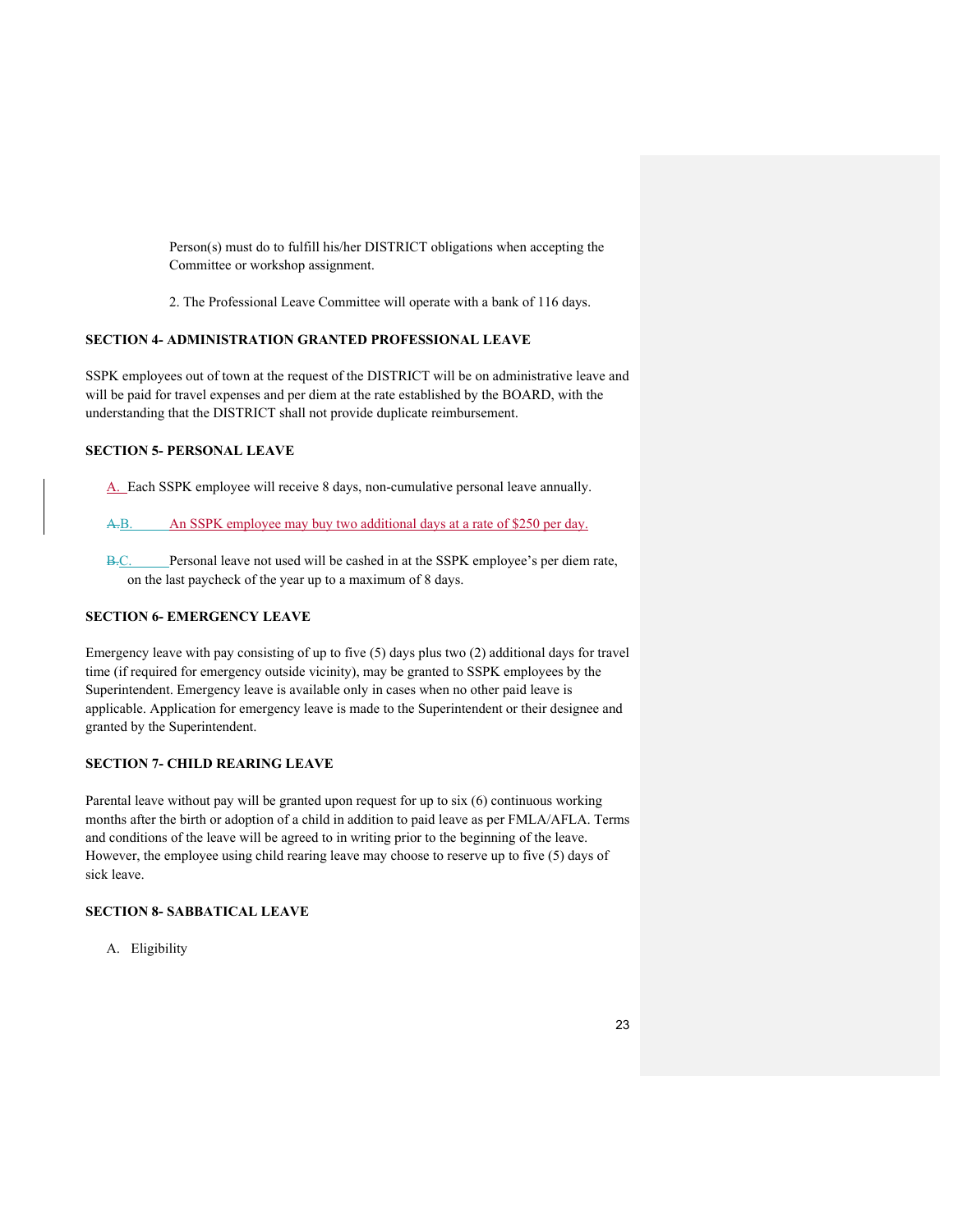Person(s) must do to fulfill his/her DISTRICT obligations when accepting the Committee or workshop assignment.

2. The Professional Leave Committee will operate with a bank of 116 days.

**SECTION 4- ADMINISTRATION GRANTED PROFESSIONAL LEAVE**

SSPK employees out of town at the request of the DISTRICT will be on administrative leave and will be paid for travel expenses and per diem at the rate established by the BOARD, with the understanding that the DISTRICT shall not provide duplicate reimbursement.

**SECTION 5- PERSONAL LEAVE**

A. Each SSPK employee will receive 8 days, non-cumulative personal leave annually.

~~A.~~B. An SSPK employee may buy two additional days at a rate of $250 per day.

~~B.~~C. Personal leave not used will be cashed in at the SSPK employee's per diem rate, on the last paycheck of the year up to a maximum of 8 days.

**SECTION 6- EMERGENCY LEAVE**

Emergency leave with pay consisting of up to five (5) days plus two (2) additional days for travel time (if required for emergency outside vicinity), may be granted to SSPK employees by the Superintendent. Emergency leave is available only in cases when no other paid leave is applicable. Application for emergency leave is made to the Superintendent or their designee and granted by the Superintendent.

**SECTION 7- CHILD REARING LEAVE**

Parental leave without pay will be granted upon request for up to six (6) continuous working months after the birth or adoption of a child in addition to paid leave as per FMLA/AFLA. Terms and conditions of the leave will be agreed to in writing prior to the beginning of the leave. However, the employee using child rearing leave may choose to reserve up to five (5) days of sick leave.

**SECTION 8- SABBATICAL LEAVE**

A. Eligibility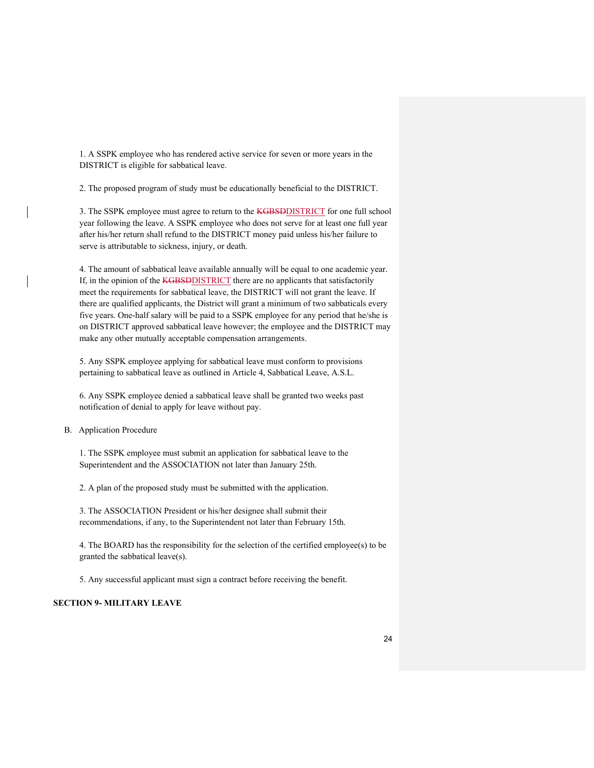1. A SSPK employee who has rendered active service for seven or more years in the DISTRICT is eligible for sabbatical leave.

2. The proposed program of study must be educationally beneficial to the DISTRICT.

3. The SSPK employee must agree to return to the ~~KGBSD~~DISTRICT for one full school year following the leave. A SSPK employee who does not serve for at least one full year after his/her return shall refund to the DISTRICT money paid unless his/her failure to serve is attributable to sickness, injury, or death.

4. The amount of sabbatical leave available annually will be equal to one academic year. If, in the opinion of the ~~KGBSD~~DISTRICT there are no applicants that satisfactorily meet the requirements for sabbatical leave, the DISTRICT will not grant the leave. If there are qualified applicants, the District will grant a minimum of two sabbaticals every five years. One-half salary will be paid to a SSPK employee for any period that he/she is on DISTRICT approved sabbatical leave however; the employee and the DISTRICT may make any other mutually acceptable compensation arrangements.

5. Any SSPK employee applying for sabbatical leave must conform to provisions pertaining to sabbatical leave as outlined in Article 4, Sabbatical Leave, A.S.L.

6. Any SSPK employee denied a sabbatical leave shall be granted two weeks past notification of denial to apply for leave without pay.

B. Application Procedure

1. The SSPK employee must submit an application for sabbatical leave to the Superintendent and the ASSOCIATION not later than January 25th.

2. A plan of the proposed study must be submitted with the application.

3. The ASSOCIATION President or his/her designee shall submit their recommendations, if any, to the Superintendent not later than February 15th.

4. The BOARD has the responsibility for the selection of the certified employee(s) to be granted the sabbatical leave(s).

5. Any successful applicant must sign a contract before receiving the benefit.

**SECTION 9- MILITARY LEAVE**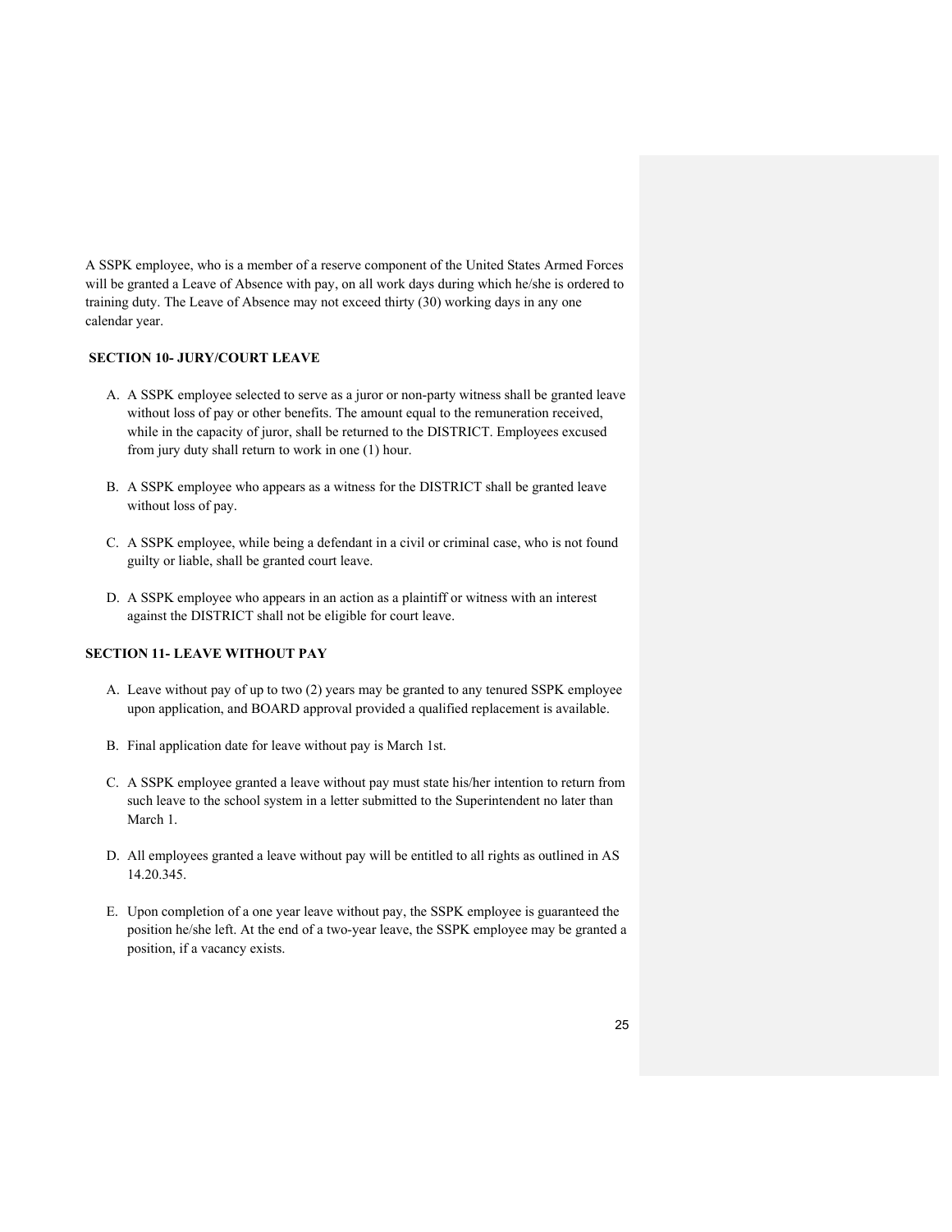A SSPK employee, who is a member of a reserve component of the United States Armed Forces will be granted a Leave of Absence with pay, on all work days during which he/she is ordered to training duty. The Leave of Absence may not exceed thirty (30) working days in any one calendar year.

## SECTION 10- JURY/COURT LEAVE

A. A SSPK employee selected to serve as a juror or non-party witness shall be granted leave without loss of pay or other benefits. The amount equal to the remuneration received, while in the capacity of juror, shall be returned to the DISTRICT. Employees excused from jury duty shall return to work in one (1) hour.

B. A SSPK employee who appears as a witness for the DISTRICT shall be granted leave without loss of pay.

C. A SSPK employee, while being a defendant in a civil or criminal case, who is not found guilty or liable, shall be granted court leave.

D. A SSPK employee who appears in an action as a plaintiff or witness with an interest against the DISTRICT shall not be eligible for court leave.

## SECTION 11- LEAVE WITHOUT PAY

A. Leave without pay of up to two (2) years may be granted to any tenured SSPK employee upon application, and BOARD approval provided a qualified replacement is available.

B. Final application date for leave without pay is March 1st.

C. A SSPK employee granted a leave without pay must state his/her intention to return from such leave to the school system in a letter submitted to the Superintendent no later than March 1.

D. All employees granted a leave without pay will be entitled to all rights as outlined in AS 14.20.345.

E. Upon completion of a one year leave without pay, the SSPK employee is guaranteed the position he/she left. At the end of a two-year leave, the SSPK employee may be granted a position, if a vacancy exists.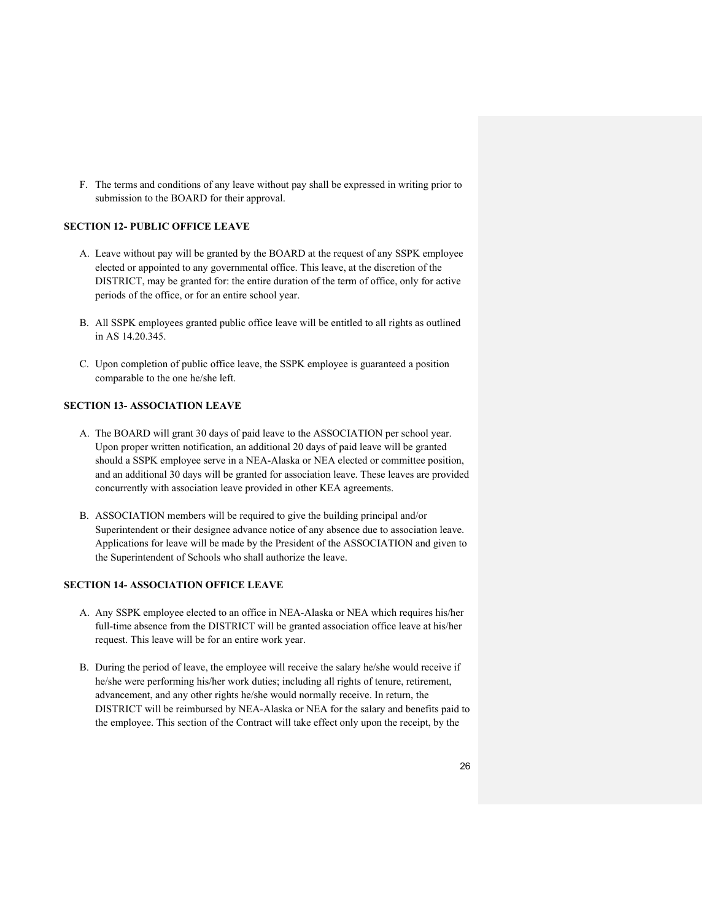F. The terms and conditions of any leave without pay shall be expressed in writing prior to submission to the BOARD for their approval.

**SECTION 12- PUBLIC OFFICE LEAVE**

A. Leave without pay will be granted by the BOARD at the request of any SSPK employee elected or appointed to any governmental office. This leave, at the discretion of the DISTRICT, may be granted for: the entire duration of the term of office, only for active periods of the office, or for an entire school year.

B. All SSPK employees granted public office leave will be entitled to all rights as outlined in AS 14.20.345.

C. Upon completion of public office leave, the SSPK employee is guaranteed a position comparable to the one he/she left.

**SECTION 13- ASSOCIATION LEAVE**

A. The BOARD will grant 30 days of paid leave to the ASSOCIATION per school year. Upon proper written notification, an additional 20 days of paid leave will be granted should a SSPK employee serve in a NEA-Alaska or NEA elected or committee position, and an additional 30 days will be granted for association leave. These leaves are provided concurrently with association leave provided in other KEA agreements.

B. ASSOCIATION members will be required to give the building principal and/or Superintendent or their designee advance notice of any absence due to association leave. Applications for leave will be made by the President of the ASSOCIATION and given to the Superintendent of Schools who shall authorize the leave.

**SECTION 14- ASSOCIATION OFFICE LEAVE**

A. Any SSPK employee elected to an office in NEA-Alaska or NEA which requires his/her full-time absence from the DISTRICT will be granted association office leave at his/her request. This leave will be for an entire work year.

B. During the period of leave, the employee will receive the salary he/she would receive if he/she were performing his/her work duties; including all rights of tenure, retirement, advancement, and any other rights he/she would normally receive. In return, the DISTRICT will be reimbursed by NEA-Alaska or NEA for the salary and benefits paid to the employee. This section of the Contract will take effect only upon the receipt, by the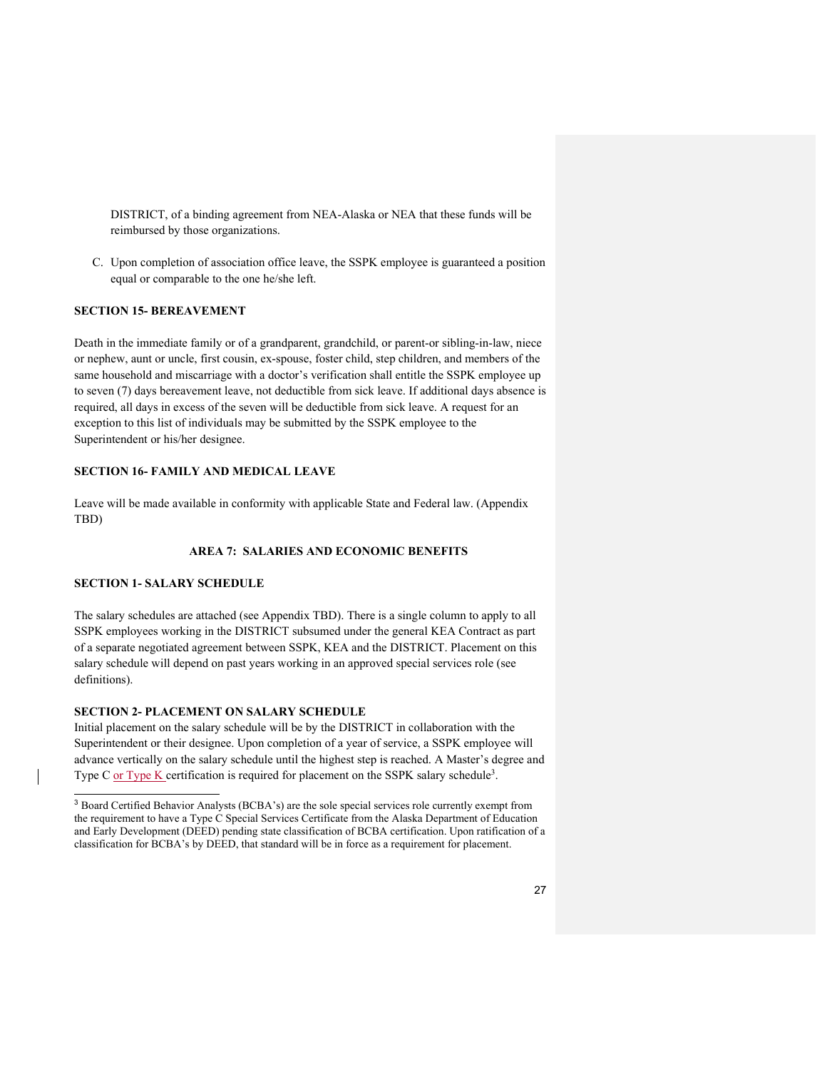DISTRICT, of a binding agreement from NEA-Alaska or NEA that these funds will be reimbursed by those organizations.

C. Upon completion of association office leave, the SSPK employee is guaranteed a position equal or comparable to the one he/she left.

**SECTION 15- BEREAVEMENT**

Death in the immediate family or of a grandparent, grandchild, or parent-or sibling-in-law, niece or nephew, aunt or uncle, first cousin, ex-spouse, foster child, step children, and members of the same household and miscarriage with a doctor's verification shall entitle the SSPK employee up to seven (7) days bereavement leave, not deductible from sick leave. If additional days absence is required, all days in excess of the seven will be deductible from sick leave. A request for an exception to this list of individuals may be submitted by the SSPK employee to the Superintendent or his/her designee.

**SECTION 16- FAMILY AND MEDICAL LEAVE**

Leave will be made available in conformity with applicable State and Federal law. (Appendix TBD)

**AREA 7: SALARIES AND ECONOMIC BENEFITS**

**SECTION 1- SALARY SCHEDULE**

The salary schedules are attached (see Appendix TBD). There is a single column to apply to all SSPK employees working in the DISTRICT subsumed under the general KEA Contract as part of a separate negotiated agreement between SSPK, KEA and the DISTRICT. Placement on this salary schedule will depend on past years working in an approved special services role (see definitions).

**SECTION 2- PLACEMENT ON SALARY SCHEDULE**

Initial placement on the salary schedule will be by the DISTRICT in collaboration with the Superintendent or their designee. Upon completion of a year of service, a SSPK employee will advance vertically on the salary schedule until the highest step is reached. A Master's degree and Type C or Type K certification is required for placement on the SSPK salary schedule[3].

[3] Board Certified Behavior Analysts (BCBA's) are the sole special services role currently exempt from the requirement to have a Type C Special Services Certificate from the Alaska Department of Education and Early Development (DEED) pending state classification of BCBA certification. Upon ratification of a classification for BCBA's by DEED, that standard will be in force as a requirement for placement.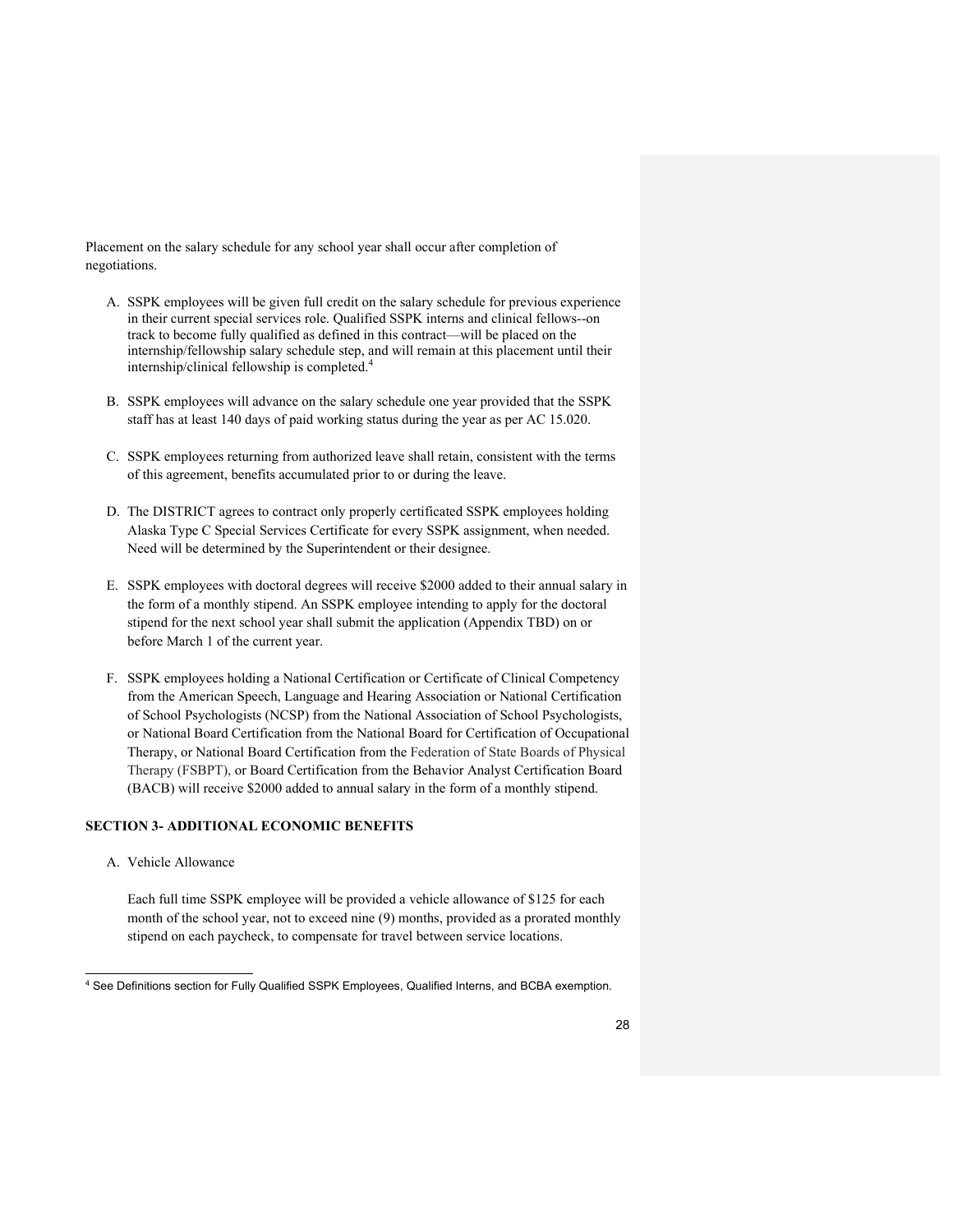Placement on the salary schedule for any school year shall occur after completion of negotiations.

A. SSPK employees will be given full credit on the salary schedule for previous experience in their current special services role. Qualified SSPK interns and clinical fellows--on track to become fully qualified as defined in this contract—will be placed on the internship/fellowship salary schedule step, and will remain at this placement until their internship/clinical fellowship is completed.[4]

B. SSPK employees will advance on the salary schedule one year provided that the SSPK staff has at least 140 days of paid working status during the year as per AC 15.020.

C. SSPK employees returning from authorized leave shall retain, consistent with the terms of this agreement, benefits accumulated prior to or during the leave.

D. The DISTRICT agrees to contract only properly certificated SSPK employees holding Alaska Type C Special Services Certificate for every SSPK assignment, when needed. Need will be determined by the Superintendent or their designee.

E. SSPK employees with doctoral degrees will receive $2000 added to their annual salary in the form of a monthly stipend. An SSPK employee intending to apply for the doctoral stipend for the next school year shall submit the application (Appendix TBD) on or before March 1 of the current year.

F. SSPK employees holding a National Certification or Certificate of Clinical Competency from the American Speech, Language and Hearing Association or National Certification of School Psychologists (NCSP) from the National Association of School Psychologists, or National Board Certification from the National Board for Certification of Occupational Therapy, or National Board Certification from the Federation of State Boards of Physical Therapy (FSBPT), or Board Certification from the Behavior Analyst Certification Board (BACB) will receive $2000 added to annual salary in the form of a monthly stipend.

**SECTION 3- ADDITIONAL ECONOMIC BENEFITS**

A. Vehicle Allowance

Each full time SSPK employee will be provided a vehicle allowance of $125 for each month of the school year, not to exceed nine (9) months, provided as a prorated monthly stipend on each paycheck, to compensate for travel between service locations.

[4] See Definitions section for Fully Qualified SSPK Employees, Qualified Interns, and BCBA exemption.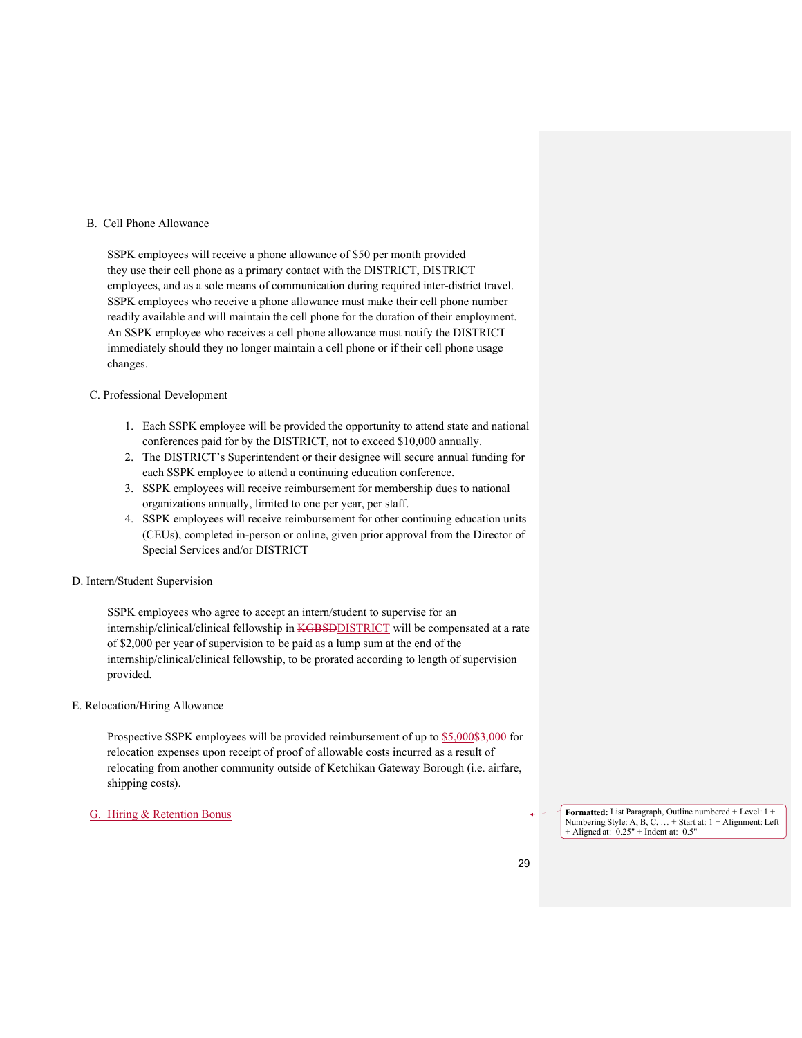B. Cell Phone Allowance

SSPK employees will receive a phone allowance of $50 per month provided they use their cell phone as a primary contact with the DISTRICT, DISTRICT employees, and as a sole means of communication during required inter-district travel. SSPK employees who receive a phone allowance must make their cell phone number readily available and will maintain the cell phone for the duration of their employment. An SSPK employee who receives a cell phone allowance must notify the DISTRICT immediately should they no longer maintain a cell phone or if their cell phone usage changes.

C. Professional Development

1. Each SSPK employee will be provided the opportunity to attend state and national conferences paid for by the DISTRICT, not to exceed $10,000 annually.
2. The DISTRICT's Superintendent or their designee will secure annual funding for each SSPK employee to attend a continuing education conference.
3. SSPK employees will receive reimbursement for membership dues to national organizations annually, limited to one per year, per staff.
4. SSPK employees will receive reimbursement for other continuing education units (CEUs), completed in-person or online, given prior approval from the Director of Special Services and/or DISTRICT

D. Intern/Student Supervision

SSPK employees who agree to accept an intern/student to supervise for an internship/clinical/clinical fellowship in ~~KGBSD~~DISTRICT will be compensated at a rate of $2,000 per year of supervision to be paid as a lump sum at the end of the internship/clinical/clinical fellowship, to be prorated according to length of supervision provided.

E. Relocation/Hiring Allowance

Prospective SSPK employees will be provided reimbursement of up to $5,000~~$3,000~~ for relocation expenses upon receipt of proof of allowable costs incurred as a result of relocating from another community outside of Ketchikan Gateway Borough (i.e. airfare, shipping costs).

G. Hiring & Retention Bonus

**Formatted:** List Paragraph, Outline numbered + Level: 1 + Numbering Style: A, B, C, … + Start at: 1 + Alignment: Left + Aligned at: 0.25" + Indent at: 0.5"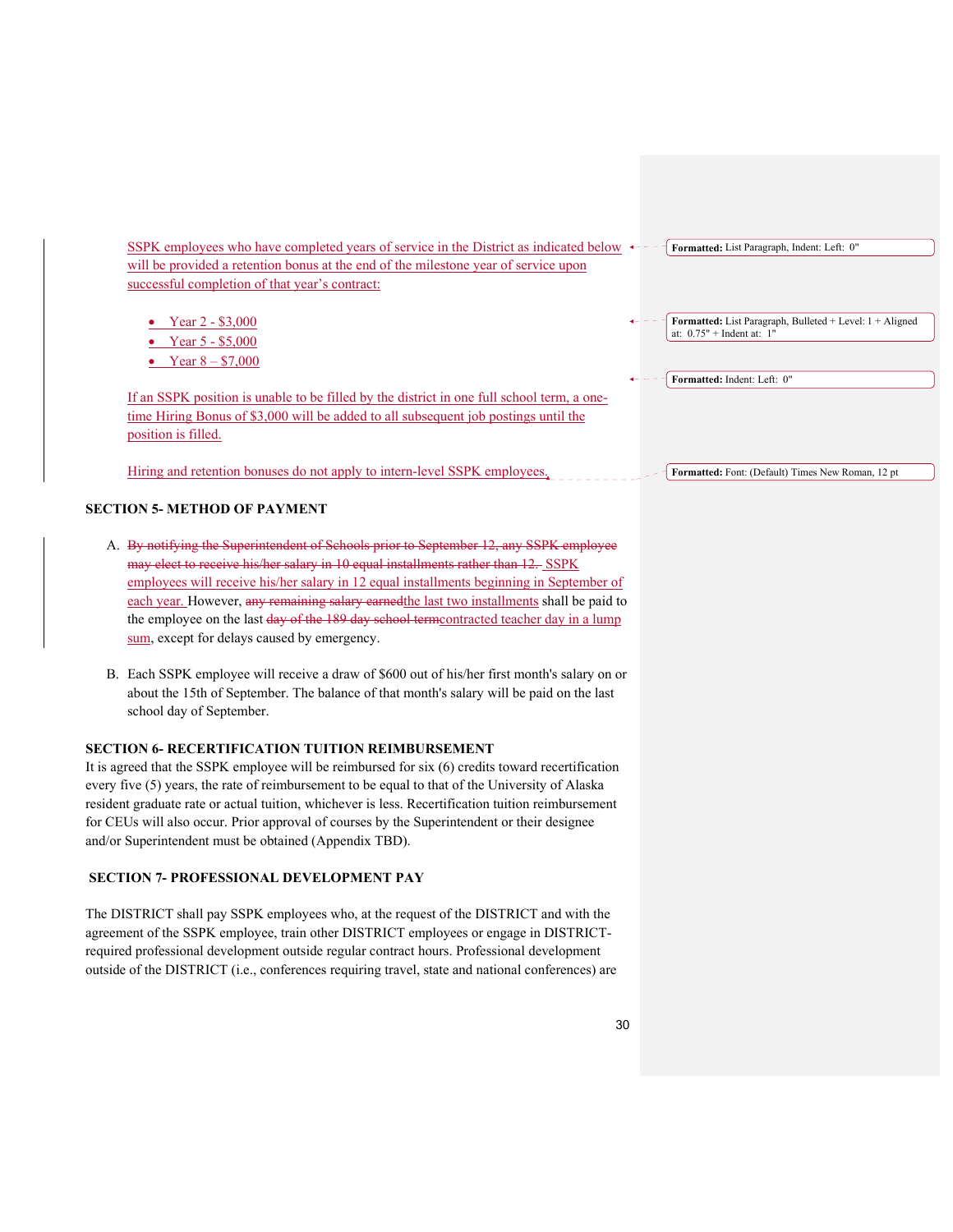SSPK employees who have completed years of service in the District as indicated below will be provided a retention bonus at the end of the milestone year of service upon successful completion of that year's contract:

- Year 2 - $3,000
- Year 5 - $5,000
- Year 8 – $7,000

If an SSPK position is unable to be filled by the district in one full school term, a one-time Hiring Bonus of $3,000 will be added to all subsequent job postings until the position is filled.

Hiring and retention bonuses do not apply to intern-level SSPK employees.

**SECTION 5- METHOD OF PAYMENT**

A. ~~By notifying the Superintendent of Schools prior to September 12, any SSPK employee may elect to receive his/her salary in 10 equal installments rather than 12.~~ SSPK employees will receive his/her salary in 12 equal installments beginning in September of each year. However, ~~any remaining salary earned~~the last two installments shall be paid to the employee on the last ~~day of the 189 day school term~~contracted teacher day in a lump sum, except for delays caused by emergency.

B. Each SSPK employee will receive a draw of $600 out of his/her first month's salary on or about the 15th of September. The balance of that month's salary will be paid on the last school day of September.

**SECTION 6- RECERTIFICATION TUITION REIMBURSEMENT**

It is agreed that the SSPK employee will be reimbursed for six (6) credits toward recertification every five (5) years, the rate of reimbursement to be equal to that of the University of Alaska resident graduate rate or actual tuition, whichever is less. Recertification tuition reimbursement for CEUs will also occur. Prior approval of courses by the Superintendent or their designee and/or Superintendent must be obtained (Appendix TBD).

**SECTION 7- PROFESSIONAL DEVELOPMENT PAY**

The DISTRICT shall pay SSPK employees who, at the request of the DISTRICT and with the agreement of the SSPK employee, train other DISTRICT employees or engage in DISTRICT-required professional development outside regular contract hours. Professional development outside of the DISTRICT (i.e., conferences requiring travel, state and national conferences) are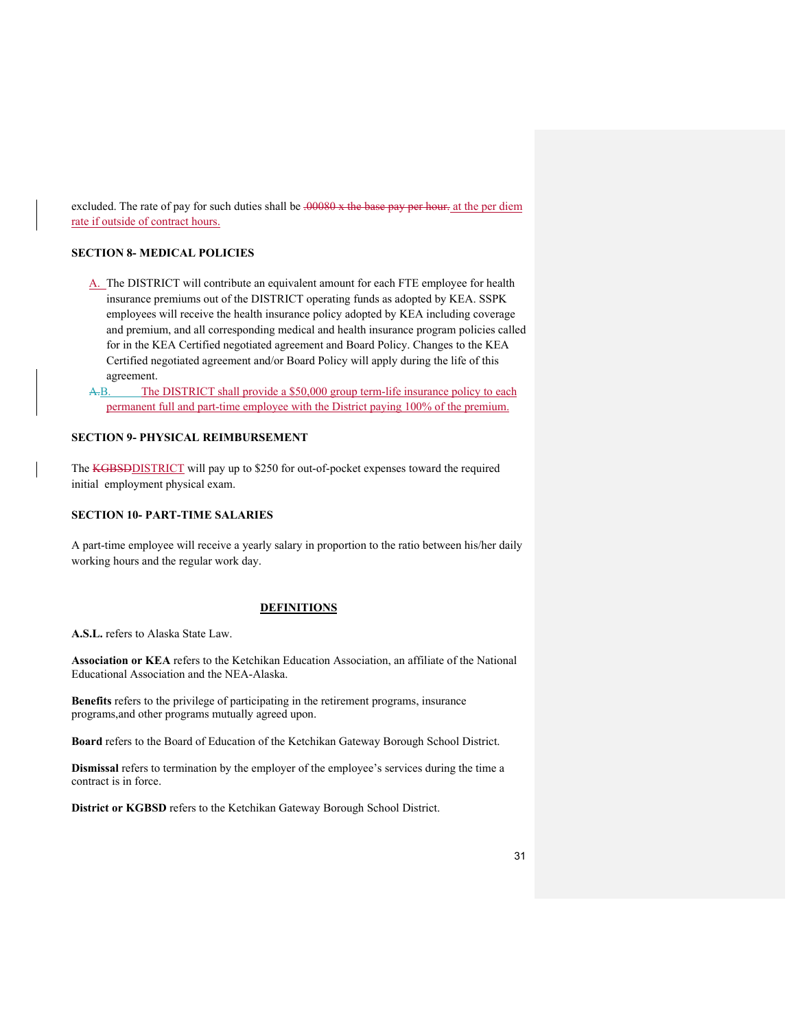excluded. The rate of pay for such duties shall be ~~.00080 x the base pay per hour.~~ at the per diem rate if outside of contract hours.

**SECTION 8- MEDICAL POLICIES**

A. The DISTRICT will contribute an equivalent amount for each FTE employee for health insurance premiums out of the DISTRICT operating funds as adopted by KEA. SSPK employees will receive the health insurance policy adopted by KEA including coverage and premium, and all corresponding medical and health insurance program policies called for in the KEA Certified negotiated agreement and Board Policy. Changes to the KEA Certified negotiated agreement and/or Board Policy will apply during the life of this agreement.

~~A.~~B. The DISTRICT shall provide a $50,000 group term-life insurance policy to each permanent full and part-time employee with the District paying 100% of the premium.

**SECTION 9- PHYSICAL REIMBURSEMENT**

The ~~KGBSD~~DISTRICT will pay up to $250 for out-of-pocket expenses toward the required initial employment physical exam.

**SECTION 10- PART-TIME SALARIES**

A part-time employee will receive a yearly salary in proportion to the ratio between his/her daily working hours and the regular work day.

**DEFINITIONS**

**A.S.L.** refers to Alaska State Law.

**Association or KEA** refers to the Ketchikan Education Association, an affiliate of the National Educational Association and the NEA-Alaska.

**Benefits** refers to the privilege of participating in the retirement programs, insurance programs,and other programs mutually agreed upon.

**Board** refers to the Board of Education of the Ketchikan Gateway Borough School District.

**Dismissal** refers to termination by the employer of the employee's services during the time a contract is in force.

**District or KGBSD** refers to the Ketchikan Gateway Borough School District.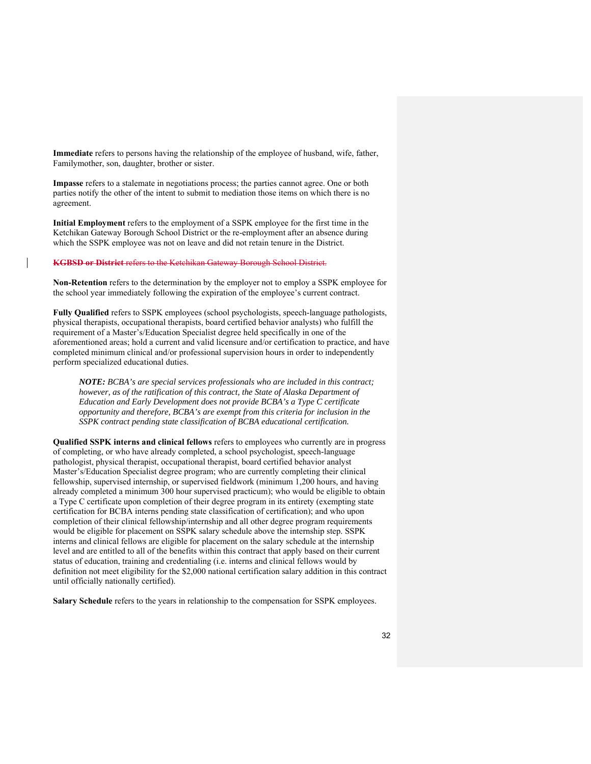**Immediate** refers to persons having the relationship of the employee of husband, wife, father, Familymother, son, daughter, brother or sister.

**Impasse** refers to a stalemate in negotiations process; the parties cannot agree. One or both parties notify the other of the intent to submit to mediation those items on which there is no agreement.

**Initial Employment** refers to the employment of a SSPK employee for the first time in the Ketchikan Gateway Borough School District or the re-employment after an absence during which the SSPK employee was not on leave and did not retain tenure in the District.

~~**KGBSD or District** refers to the Ketchikan Gateway Borough School District.~~

**Non-Retention** refers to the determination by the employer not to employ a SSPK employee for the school year immediately following the expiration of the employee's current contract.

**Fully Qualified** refers to SSPK employees (school psychologists, speech-language pathologists, physical therapists, occupational therapists, board certified behavior analysts) who fulfill the requirement of a Master's/Education Specialist degree held specifically in one of the aforementioned areas; hold a current and valid licensure and/or certification to practice, and have completed minimum clinical and/or professional supervision hours in order to independently perform specialized educational duties.

> ***NOTE:*** *BCBA's are special services professionals who are included in this contract; however, as of the ratification of this contract, the State of Alaska Department of Education and Early Development does not provide BCBA's a Type C certificate opportunity and therefore, BCBA's are exempt from this criteria for inclusion in the SSPK contract pending state classification of BCBA educational certification.*

**Qualified SSPK interns and clinical fellows** refers to employees who currently are in progress of completing, or who have already completed, a school psychologist, speech-language pathologist, physical therapist, occupational therapist, board certified behavior analyst Master's/Education Specialist degree program; who are currently completing their clinical fellowship, supervised internship, or supervised fieldwork (minimum 1,200 hours, and having already completed a minimum 300 hour supervised practicum); who would be eligible to obtain a Type C certificate upon completion of their degree program in its entirety (exempting state certification for BCBA interns pending state classification of certification); and who upon completion of their clinical fellowship/internship and all other degree program requirements would be eligible for placement on SSPK salary schedule above the internship step. SSPK interns and clinical fellows are eligible for placement on the salary schedule at the internship level and are entitled to all of the benefits within this contract that apply based on their current status of education, training and credentialing (i.e. interns and clinical fellows would by definition not meet eligibility for the $2,000 national certification salary addition in this contract until officially nationally certified).

**Salary Schedule** refers to the years in relationship to the compensation for SSPK employees.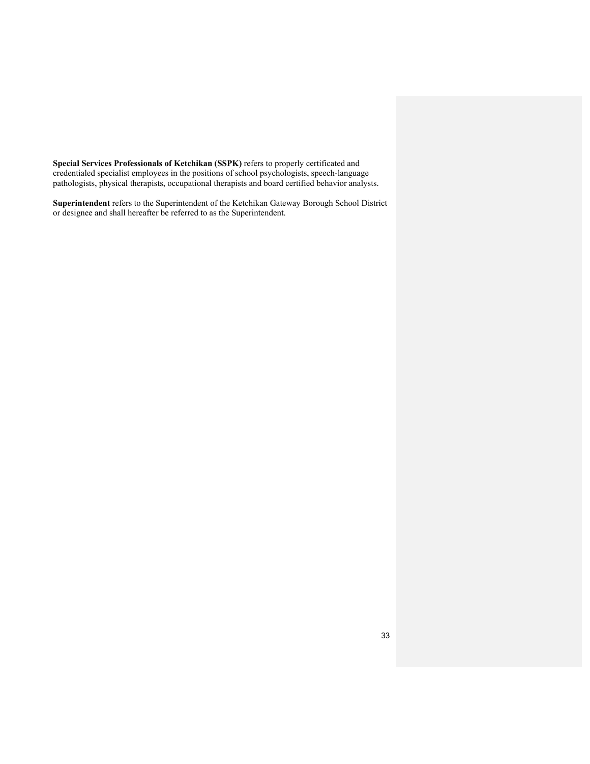**Special Services Professionals of Ketchikan (SSPK)** refers to properly certificated and credentialed specialist employees in the positions of school psychologists, speech-language pathologists, physical therapists, occupational therapists and board certified behavior analysts.

**Superintendent** refers to the Superintendent of the Ketchikan Gateway Borough School District or designee and shall hereafter be referred to as the Superintendent.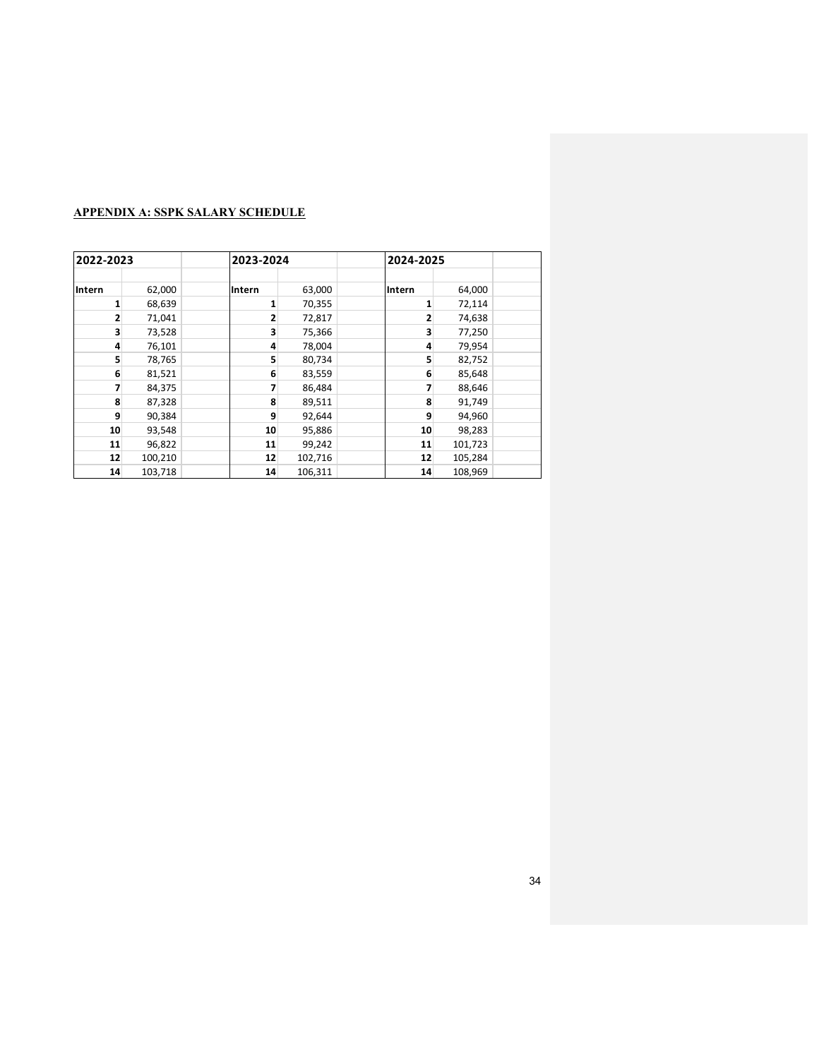**APPENDIX A: SSPK SALARY SCHEDULE**

| 2022-2023 | | | 2023-2024 | | | 2024-2025 | | |
|---|---|---|---|---|---|---|---|---|
| | | | | | | | | |
| **Intern** | 62,000 | | **Intern** | 63,000 | | **Intern** | 64,000 | |
| **1** | 68,639 | | **1** | 70,355 | | **1** | 72,114 | |
| **2** | 71,041 | | **2** | 72,817 | | **2** | 74,638 | |
| **3** | 73,528 | | **3** | 75,366 | | **3** | 77,250 | |
| **4** | 76,101 | | **4** | 78,004 | | **4** | 79,954 | |
| **5** | 78,765 | | **5** | 80,734 | | **5** | 82,752 | |
| **6** | 81,521 | | **6** | 83,559 | | **6** | 85,648 | |
| **7** | 84,375 | | **7** | 86,484 | | **7** | 88,646 | |
| **8** | 87,328 | | **8** | 89,511 | | **8** | 91,749 | |
| **9** | 90,384 | | **9** | 92,644 | | **9** | 94,960 | |
| **10** | 93,548 | | **10** | 95,886 | | **10** | 98,283 | |
| **11** | 96,822 | | **11** | 99,242 | | **11** | 101,723 | |
| **12** | 100,210 | | **12** | 102,716 | | **12** | 105,284 | |
| **14** | 103,718 | | **14** | 106,311 | | **14** | 108,969 | |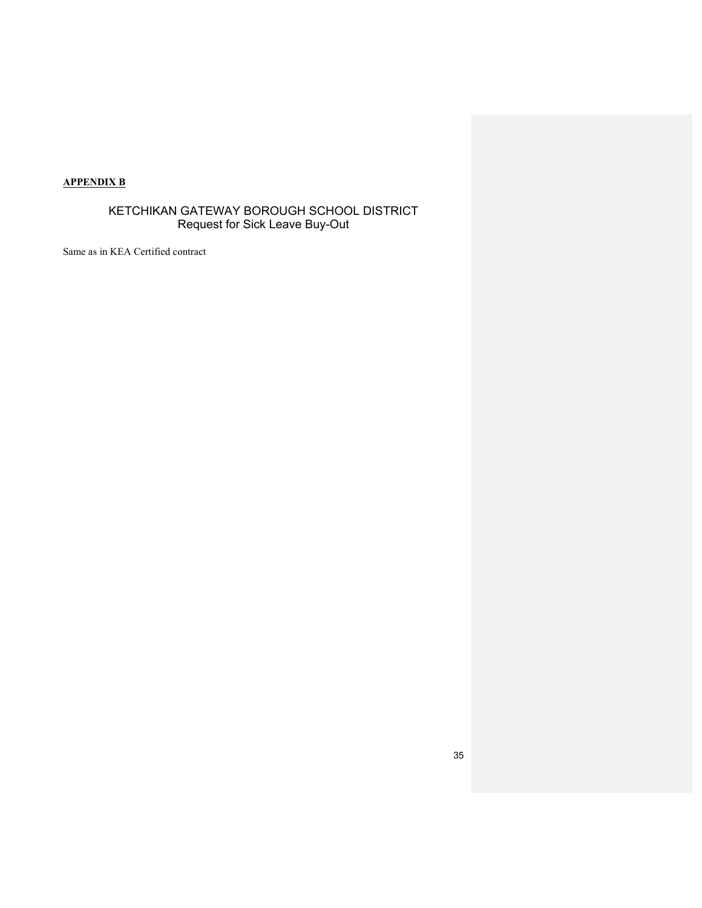**APPENDIX B**

## KETCHIKAN GATEWAY BOROUGH SCHOOL DISTRICT
### Request for Sick Leave Buy-Out

Same as in KEA Certified contract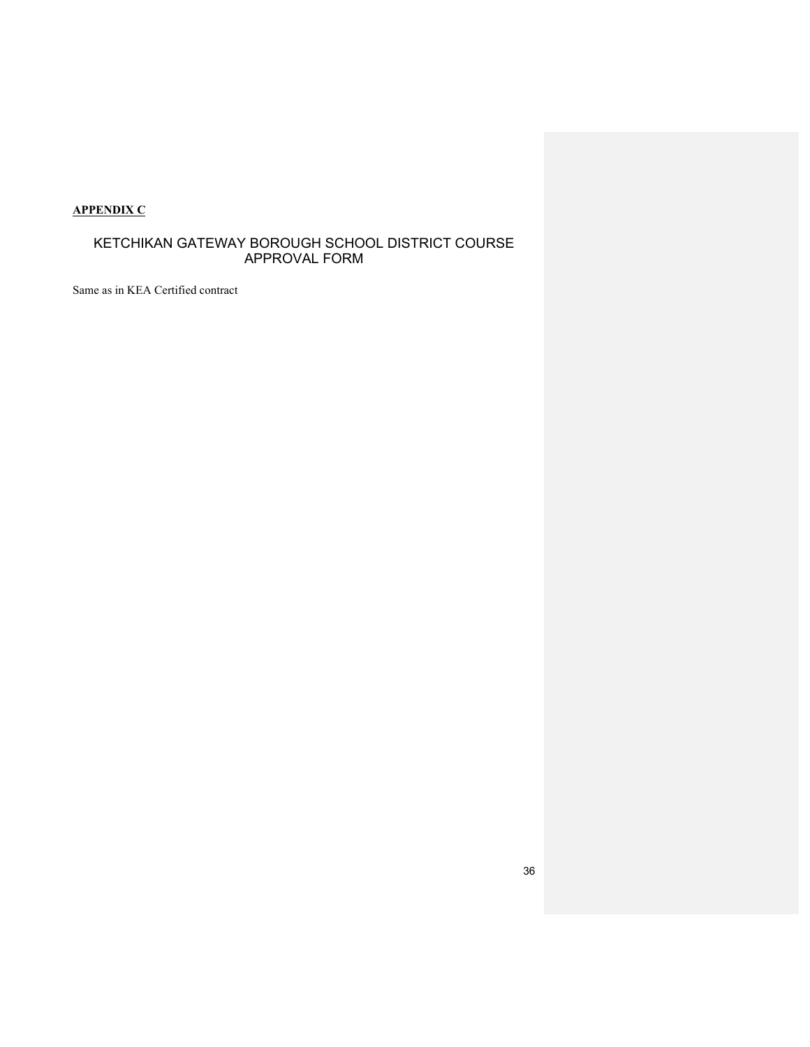**APPENDIX C**

## KETCHIKAN GATEWAY BOROUGH SCHOOL DISTRICT COURSE APPROVAL FORM

Same as in KEA Certified contract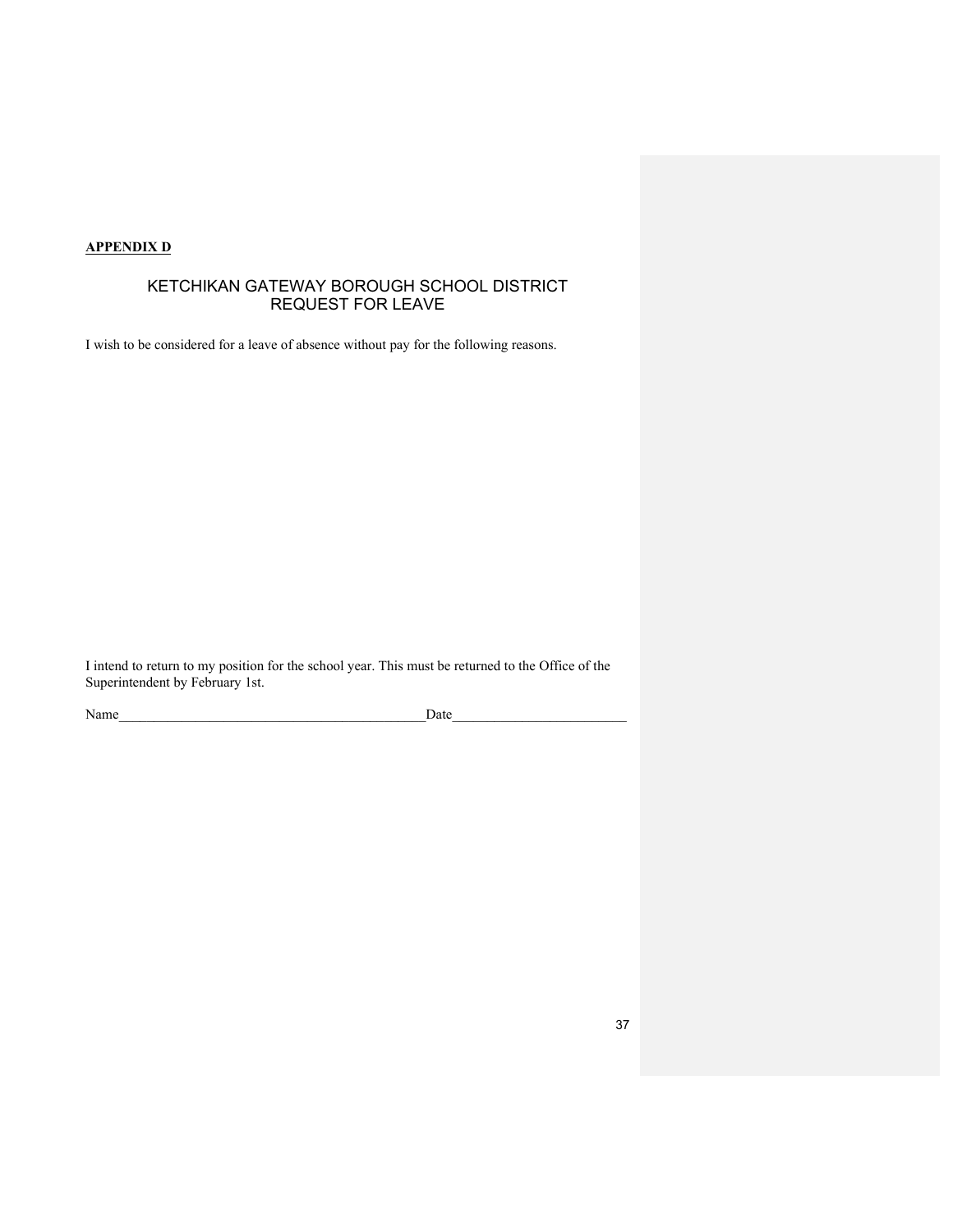**<u>APPENDIX D</u>**

## KETCHIKAN GATEWAY BOROUGH SCHOOL DISTRICT
## REQUEST FOR LEAVE

I wish to be considered for a leave of absence without pay for the following reasons.

I intend to return to my position for the school year. This must be returned to the Office of the Superintendent by February 1st.

Name____________________________________________Date_________________________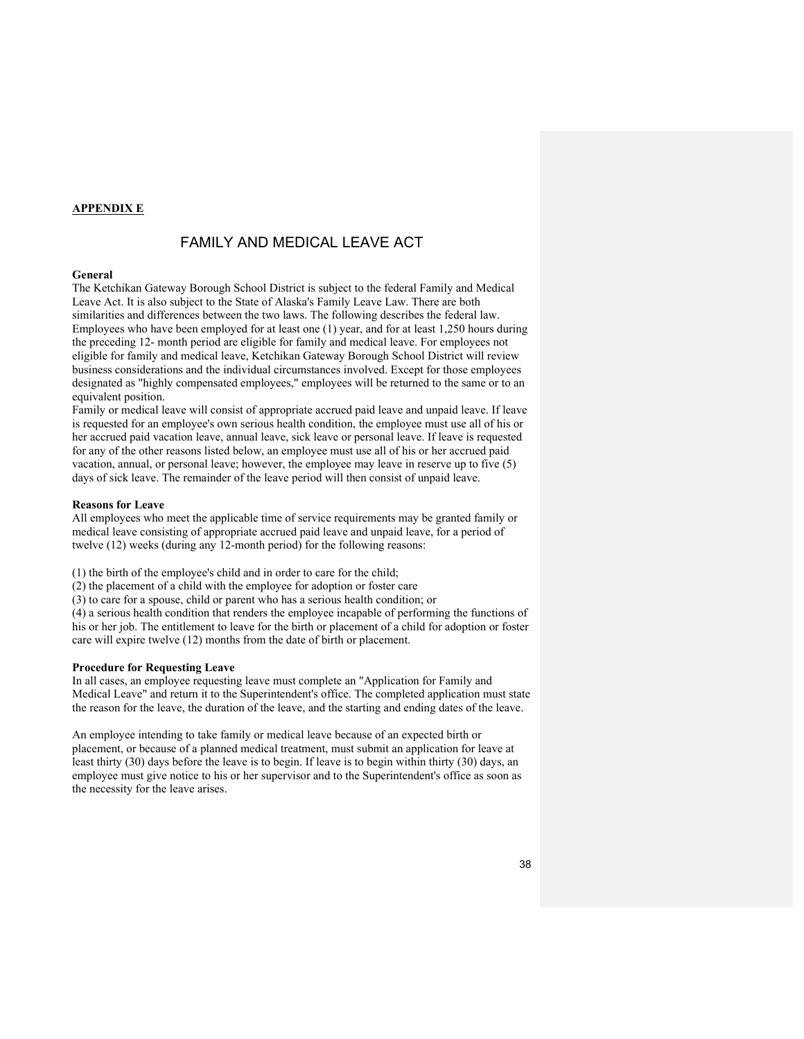**APPENDIX E**

# FAMILY AND MEDICAL LEAVE ACT

**General**

The Ketchikan Gateway Borough School District is subject to the federal Family and Medical Leave Act. It is also subject to the State of Alaska's Family Leave Law. There are both similarities and differences between the two laws. The following describes the federal law. Employees who have been employed for at least one (1) year, and for at least 1,250 hours during the preceding 12- month period are eligible for family and medical leave. For employees not eligible for family and medical leave, Ketchikan Gateway Borough School District will review business considerations and the individual circumstances involved. Except for those employees designated as "highly compensated employees," employees will be returned to the same or to an equivalent position.

Family or medical leave will consist of appropriate accrued paid leave and unpaid leave. If leave is requested for an employee's own serious health condition, the employee must use all of his or her accrued paid vacation leave, annual leave, sick leave or personal leave. If leave is requested for any of the other reasons listed below, an employee must use all of his or her accrued paid vacation, annual, or personal leave; however, the employee may leave in reserve up to five (5) days of sick leave. The remainder of the leave period will then consist of unpaid leave.

**Reasons for Leave**

All employees who meet the applicable time of service requirements may be granted family or medical leave consisting of appropriate accrued paid leave and unpaid leave, for a period of twelve (12) weeks (during any 12-month period) for the following reasons:

(1) the birth of the employee's child and in order to care for the child;
(2) the placement of a child with the employee for adoption or foster care
(3) to care for a spouse, child or parent who has a serious health condition; or
(4) a serious health condition that renders the employee incapable of performing the functions of his or her job. The entitlement to leave for the birth or placement of a child for adoption or foster care will expire twelve (12) months from the date of birth or placement.

**Procedure for Requesting Leave**

In all cases, an employee requesting leave must complete an "Application for Family and Medical Leave" and return it to the Superintendent's office. The completed application must state the reason for the leave, the duration of the leave, and the starting and ending dates of the leave.

An employee intending to take family or medical leave because of an expected birth or placement, or because of a planned medical treatment, must submit an application for leave at least thirty (30) days before the leave is to begin. If leave is to begin within thirty (30) days, an employee must give notice to his or her supervisor and to the Superintendent's office as soon as the necessity for the leave arises.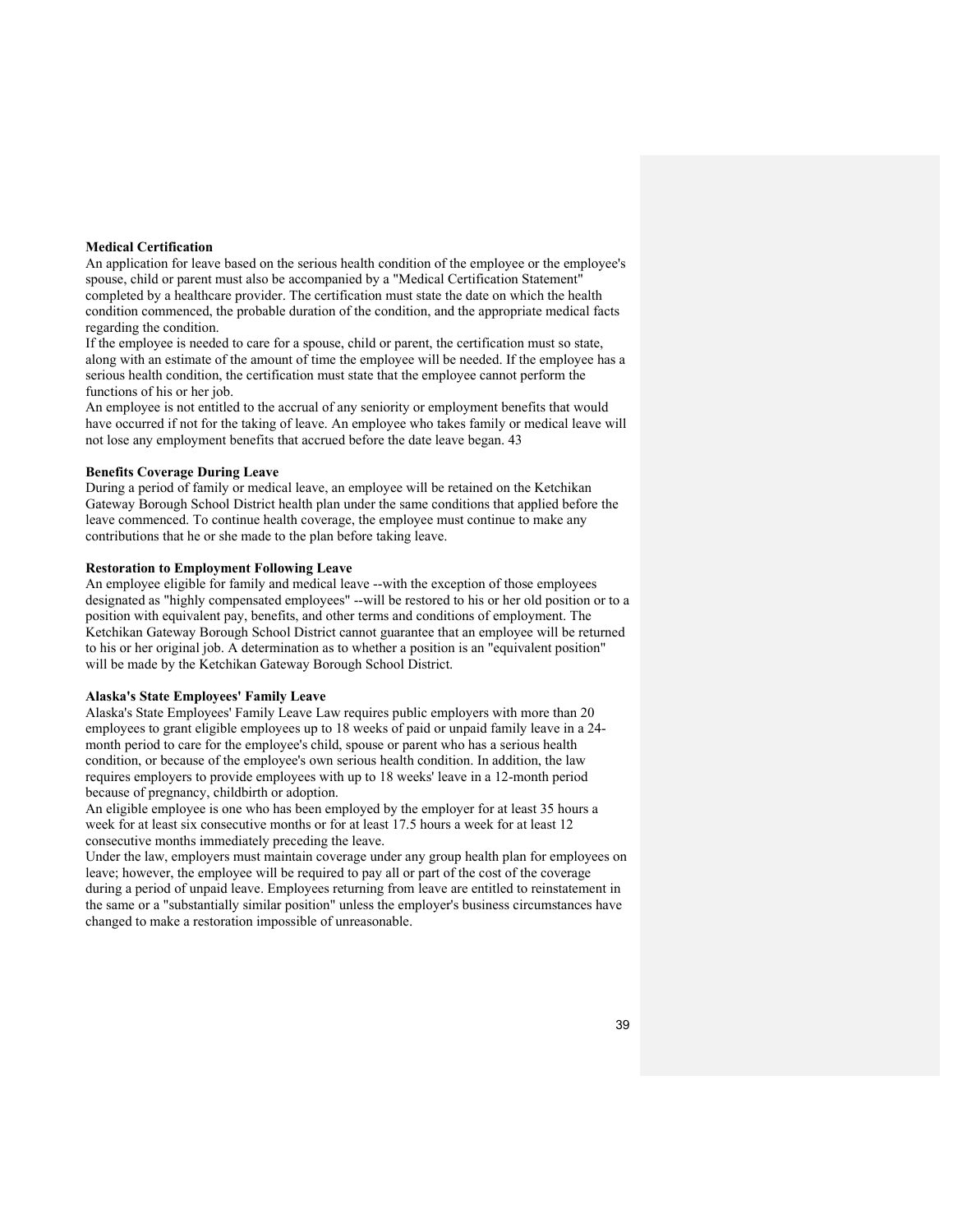**Medical Certification**

An application for leave based on the serious health condition of the employee or the employee's spouse, child or parent must also be accompanied by a "Medical Certification Statement" completed by a healthcare provider. The certification must state the date on which the health condition commenced, the probable duration of the condition, and the appropriate medical facts regarding the condition.

If the employee is needed to care for a spouse, child or parent, the certification must so state, along with an estimate of the amount of time the employee will be needed. If the employee has a serious health condition, the certification must state that the employee cannot perform the functions of his or her job.

An employee is not entitled to the accrual of any seniority or employment benefits that would have occurred if not for the taking of leave. An employee who takes family or medical leave will not lose any employment benefits that accrued before the date leave began. 43

**Benefits Coverage During Leave**

During a period of family or medical leave, an employee will be retained on the Ketchikan Gateway Borough School District health plan under the same conditions that applied before the leave commenced. To continue health coverage, the employee must continue to make any contributions that he or she made to the plan before taking leave.

**Restoration to Employment Following Leave**

An employee eligible for family and medical leave --with the exception of those employees designated as "highly compensated employees" --will be restored to his or her old position or to a position with equivalent pay, benefits, and other terms and conditions of employment. The Ketchikan Gateway Borough School District cannot guarantee that an employee will be returned to his or her original job. A determination as to whether a position is an "equivalent position" will be made by the Ketchikan Gateway Borough School District.

**Alaska's State Employees' Family Leave**

Alaska's State Employees' Family Leave Law requires public employers with more than 20 employees to grant eligible employees up to 18 weeks of paid or unpaid family leave in a 24-month period to care for the employee's child, spouse or parent who has a serious health condition, or because of the employee's own serious health condition. In addition, the law requires employers to provide employees with up to 18 weeks' leave in a 12-month period because of pregnancy, childbirth or adoption.

An eligible employee is one who has been employed by the employer for at least 35 hours a week for at least six consecutive months or for at least 17.5 hours a week for at least 12 consecutive months immediately preceding the leave.

Under the law, employers must maintain coverage under any group health plan for employees on leave; however, the employee will be required to pay all or part of the cost of the coverage during a period of unpaid leave. Employees returning from leave are entitled to reinstatement in the same or a "substantially similar position" unless the employer's business circumstances have changed to make a restoration impossible of unreasonable.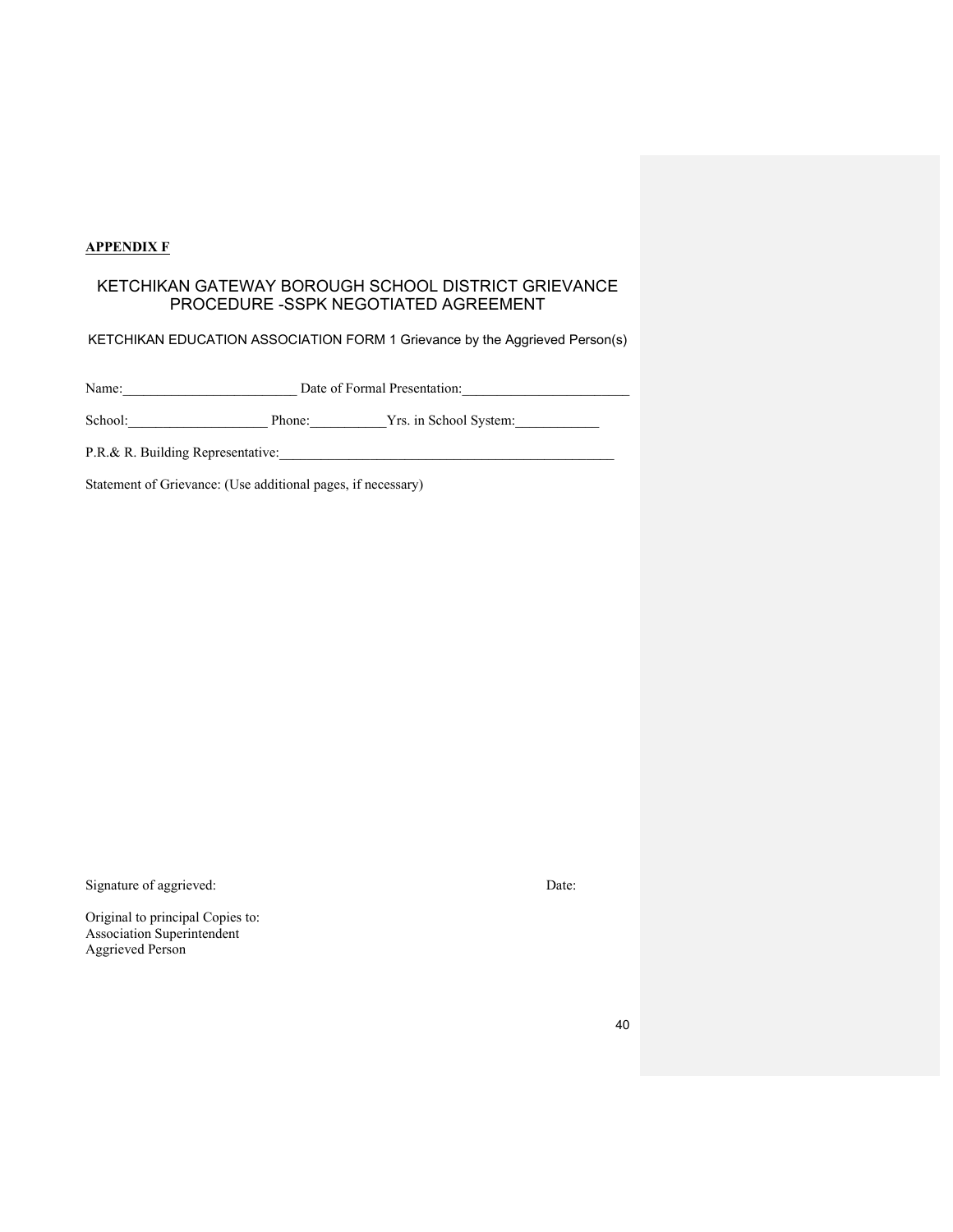**APPENDIX F**

# KETCHIKAN GATEWAY BOROUGH SCHOOL DISTRICT GRIEVANCE PROCEDURE -SSPK NEGOTIATED AGREEMENT

KETCHIKAN EDUCATION ASSOCIATION FORM 1 Grievance by the Aggrieved Person(s)

Name:_________________________ Date of Formal Presentation:________________________

School:____________________ Phone:___________Yrs. in School System:____________

P.R.& R. Building Representative:_________________________________________________

Statement of Grievance: (Use additional pages, if necessary)

Signature of aggrieved: Date:

Original to principal Copies to:
Association Superintendent
Aggrieved Person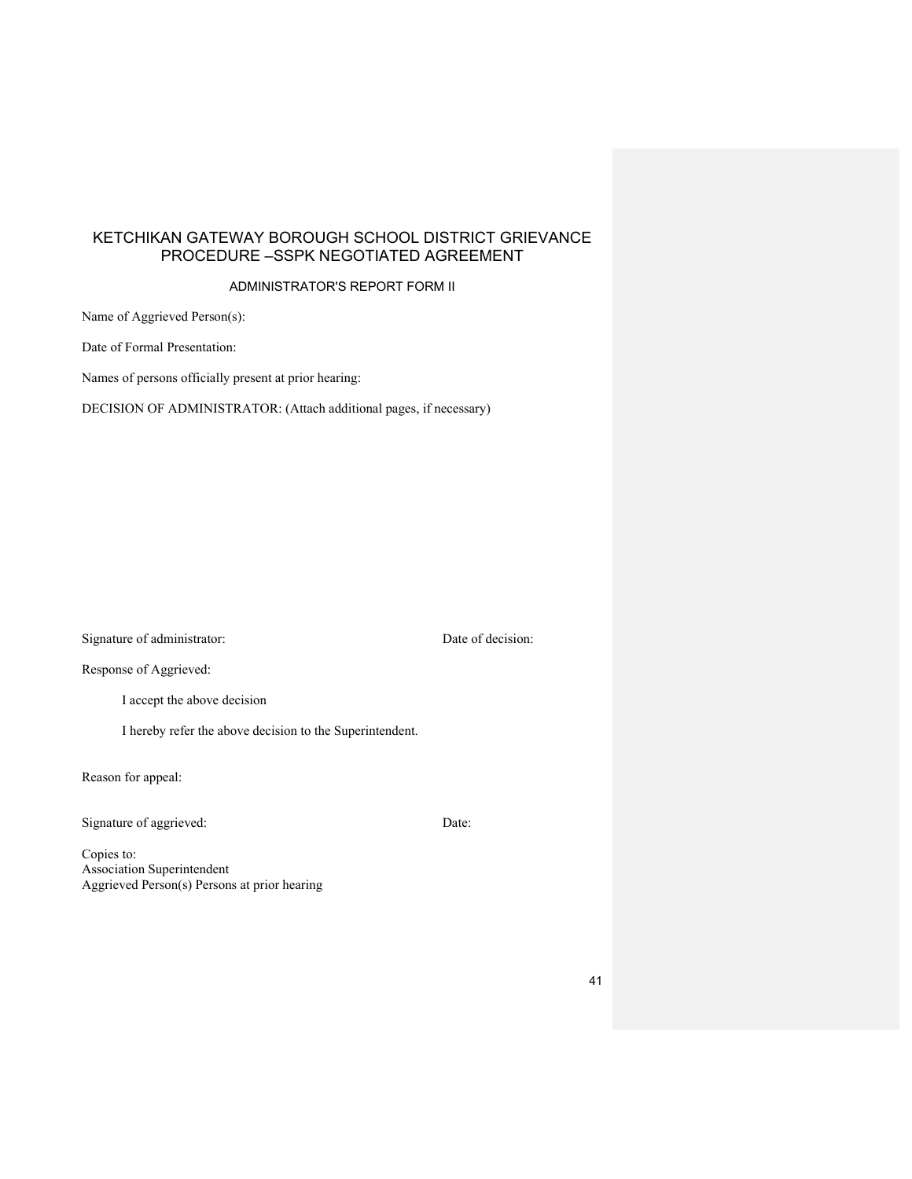# KETCHIKAN GATEWAY BOROUGH SCHOOL DISTRICT GRIEVANCE PROCEDURE –SSPK NEGOTIATED AGREEMENT

## ADMINISTRATOR'S REPORT FORM II

Name of Aggrieved Person(s):

Date of Formal Presentation:

Names of persons officially present at prior hearing:

DECISION OF ADMINISTRATOR: (Attach additional pages, if necessary)

Signature of administrator: Date of decision:

Response of Aggrieved:

I accept the above decision

I hereby refer the above decision to the Superintendent.

Reason for appeal:

Signature of aggrieved: Date:

Copies to:
Association Superintendent
Aggrieved Person(s) Persons at prior hearing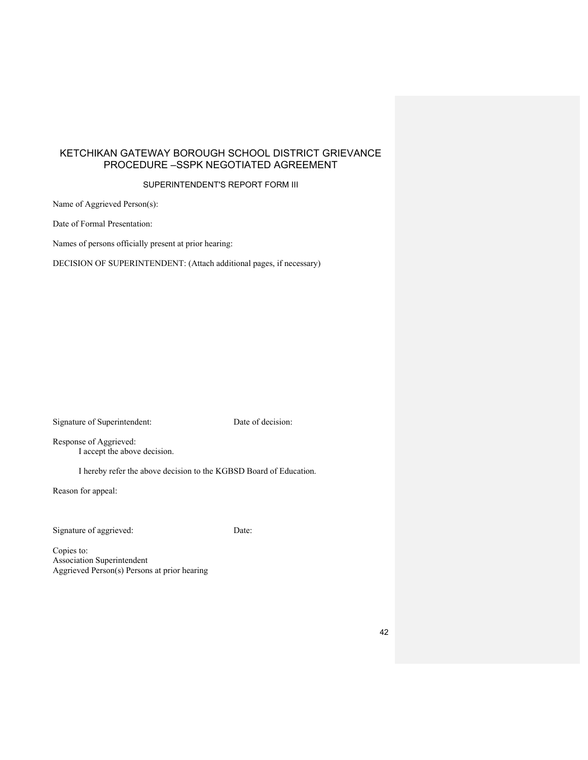# KETCHIKAN GATEWAY BOROUGH SCHOOL DISTRICT GRIEVANCE PROCEDURE –SSPK NEGOTIATED AGREEMENT

## SUPERINTENDENT'S REPORT FORM III

Name of Aggrieved Person(s):

Date of Formal Presentation:

Names of persons officially present at prior hearing:

DECISION OF SUPERINTENDENT: (Attach additional pages, if necessary)

Signature of Superintendent: Date of decision:

Response of Aggrieved:

I accept the above decision.

I hereby refer the above decision to the KGBSD Board of Education.

Reason for appeal:

Signature of aggrieved: Date:

Copies to:
Association Superintendent
Aggrieved Person(s) Persons at prior hearing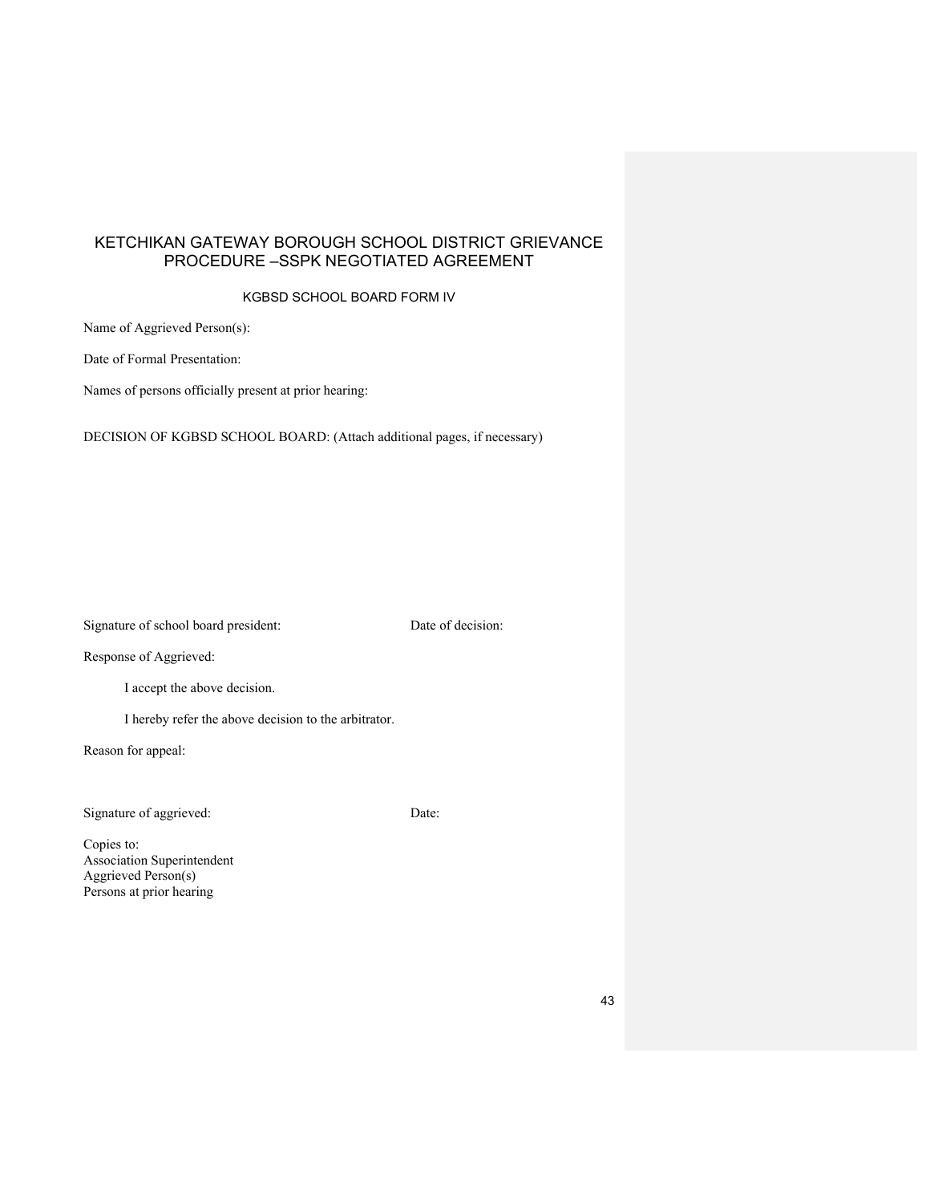# KETCHIKAN GATEWAY BOROUGH SCHOOL DISTRICT GRIEVANCE PROCEDURE –SSPK NEGOTIATED AGREEMENT

## KGBSD SCHOOL BOARD FORM IV

Name of Aggrieved Person(s):

Date of Formal Presentation:

Names of persons officially present at prior hearing:

DECISION OF KGBSD SCHOOL BOARD: (Attach additional pages, if necessary)

Signature of school board president: Date of decision:

Response of Aggrieved:

I accept the above decision.

I hereby refer the above decision to the arbitrator.

Reason for appeal:

Signature of aggrieved: Date:

Copies to:
Association Superintendent
Aggrieved Person(s)
Persons at prior hearing